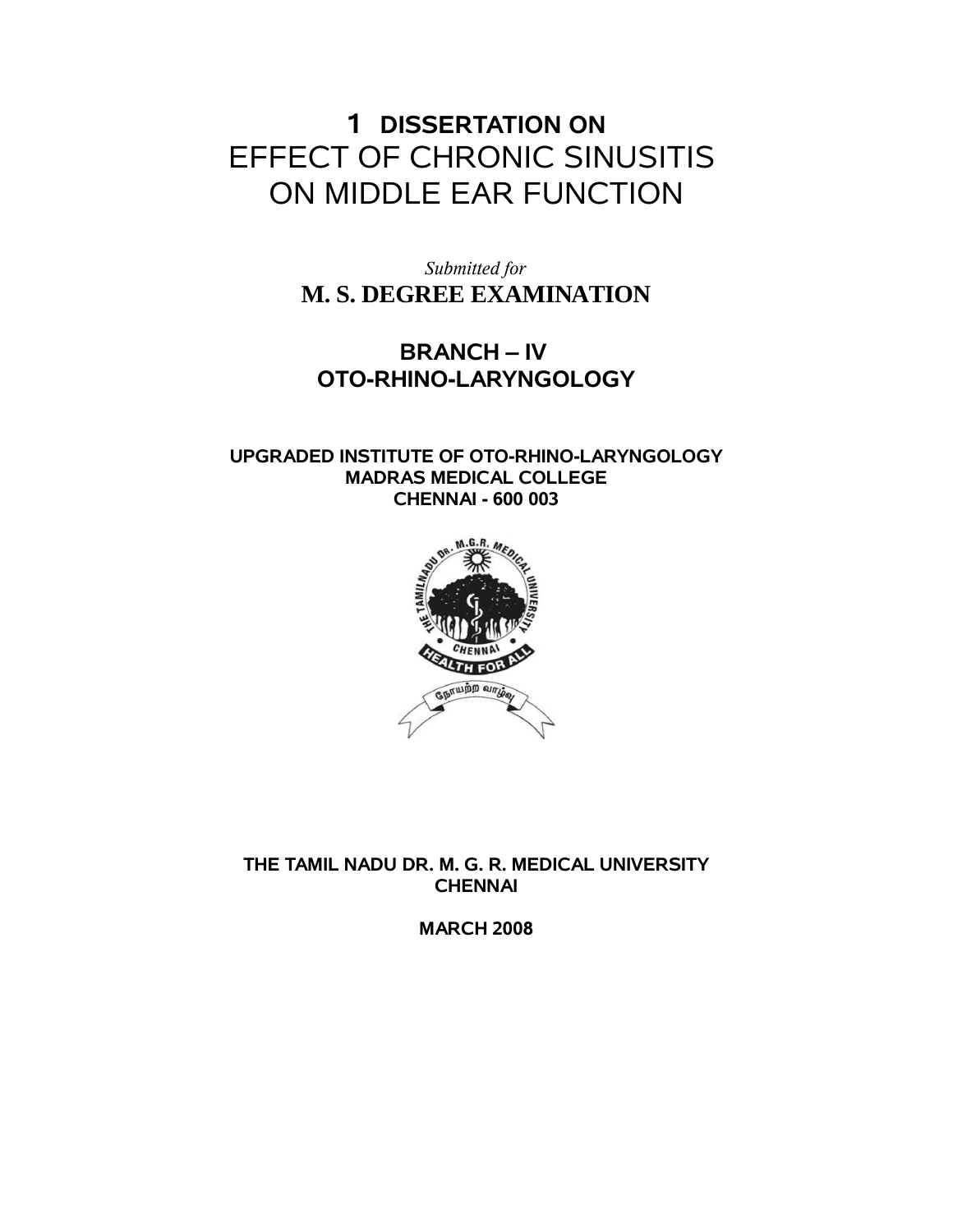# 1 DISSERTATION ON
# EFFECT OF CHRONIC SINUSITIS ON MIDDLE EAR FUNCTION

*Submitted for*

**M. S. DEGREE EXAMINATION**

## BRANCH – IV
## OTO-RHINO-LARYNGOLOGY

**UPGRADED INSTITUTE OF OTO-RHINO-LARYNGOLOGY**
**MADRAS MEDICAL COLLEGE**
**CHENNAI - 600 003**

**THE TAMIL NADU DR. M. G. R. MEDICAL UNIVERSITY**
**CHENNAI**

**MARCH 2008**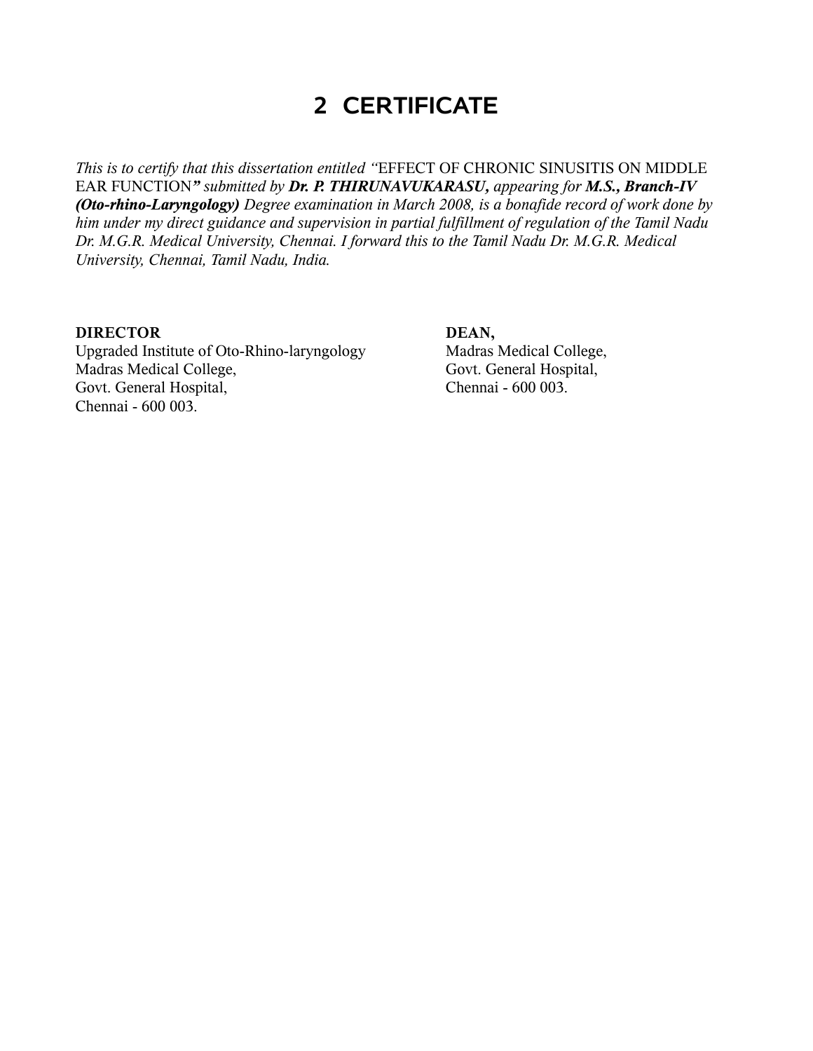# 2 CERTIFICATE

*This is to certify that this dissertation entitled "*EFFECT OF CHRONIC SINUSITIS ON MIDDLE EAR FUNCTION*" submitted by **Dr. P. THIRUNAVUKARASU,** appearing for **M.S., Branch-IV (Oto-rhino-Laryngology)** Degree examination in March 2008, is a bonafide record of work done by him under my direct guidance and supervision in partial fulfillment of regulation of the Tamil Nadu Dr. M.G.R. Medical University, Chennai. I forward this to the Tamil Nadu Dr. M.G.R. Medical University, Chennai, Tamil Nadu, India.*

**DIRECTOR**
Upgraded Institute of Oto-Rhino-laryngology
Madras Medical College,
Govt. General Hospital,
Chennai - 600 003.

**DEAN,**
Madras Medical College,
Govt. General Hospital,
Chennai - 600 003.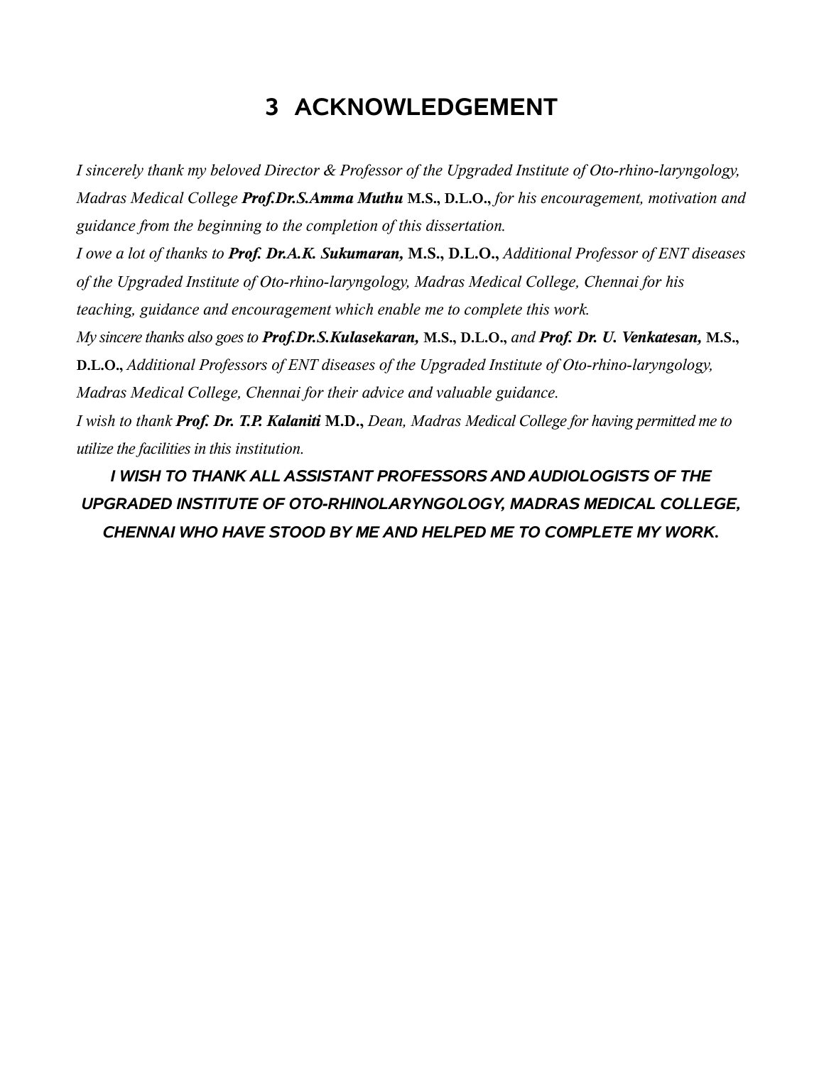# 3 ACKNOWLEDGEMENT

*I sincerely thank my beloved Director & Professor of the Upgraded Institute of Oto-rhino-laryngology, Madras Medical College* ***Prof.Dr.S.Amma Muthu*** **M.S., D.L.O.,** *for his encouragement, motivation and guidance from the beginning to the completion of this dissertation.*

*I owe a lot of thanks to* ***Prof. Dr.A.K. Sukumaran,*** **M.S., D.L.O.,** *Additional Professor of ENT diseases of the Upgraded Institute of Oto-rhino-laryngology, Madras Medical College, Chennai for his teaching, guidance and encouragement which enable me to complete this work.*

*My sincere thanks also goes to* ***Prof.Dr.S.Kulasekaran,*** **M.S., D.L.O.,** *and* ***Prof. Dr. U. Venkatesan,*** **M.S., D.L.O.,** *Additional Professors of ENT diseases of the Upgraded Institute of Oto-rhino-laryngology, Madras Medical College, Chennai for their advice and valuable guidance.*

*I wish to thank* ***Prof. Dr. T.P. Kalaniti*** **M.D.,** *Dean, Madras Medical College for having permitted me to utilize the facilities in this institution.*

***I WISH TO THANK ALL ASSISTANT PROFESSORS AND AUDIOLOGISTS OF THE UPGRADED INSTITUTE OF OTO-RHINOLARYNGOLOGY, MADRAS MEDICAL COLLEGE, CHENNAI WHO HAVE STOOD BY ME AND HELPED ME TO COMPLETE MY WORK.***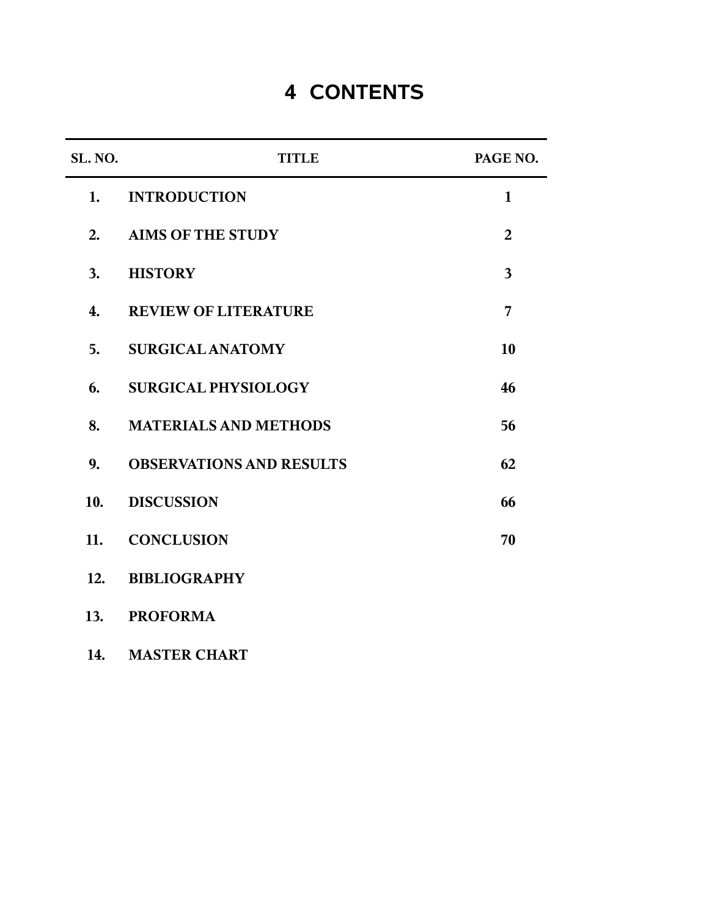# 4 CONTENTS

| SL. NO. | TITLE | PAGE NO. |
|---|---|---|
| 1. | INTRODUCTION | 1 |
| 2. | AIMS OF THE STUDY | 2 |
| 3. | HISTORY | 3 |
| 4. | REVIEW OF LITERATURE | 7 |
| 5. | SURGICAL ANATOMY | 10 |
| 6. | SURGICAL PHYSIOLOGY | 46 |
| 8. | MATERIALS AND METHODS | 56 |
| 9. | OBSERVATIONS AND RESULTS | 62 |
| 10. | DISCUSSION | 66 |
| 11. | CONCLUSION | 70 |
| 12. | BIBLIOGRAPHY | |
| 13. | PROFORMA | |
| 14. | MASTER CHART | |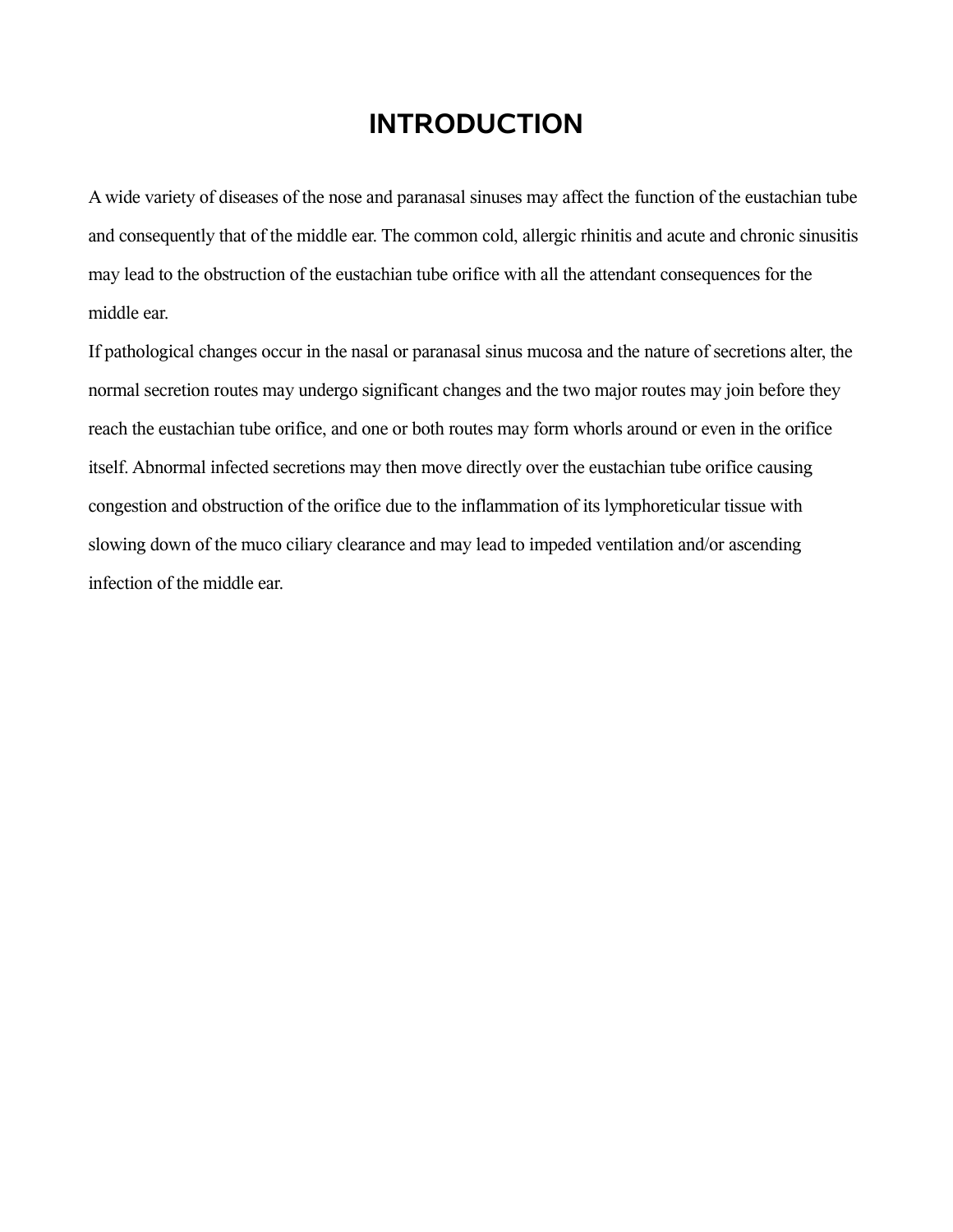# INTRODUCTION

A wide variety of diseases of the nose and paranasal sinuses may affect the function of the eustachian tube and consequently that of the middle ear. The common cold, allergic rhinitis and acute and chronic sinusitis may lead to the obstruction of the eustachian tube orifice with all the attendant consequences for the middle ear.

If pathological changes occur in the nasal or paranasal sinus mucosa and the nature of secretions alter, the normal secretion routes may undergo significant changes and the two major routes may join before they reach the eustachian tube orifice, and one or both routes may form whorls around or even in the orifice itself. Abnormal infected secretions may then move directly over the eustachian tube orifice causing congestion and obstruction of the orifice due to the inflammation of its lymphoreticular tissue with slowing down of the muco ciliary clearance and may lead to impeded ventilation and/or ascending infection of the middle ear.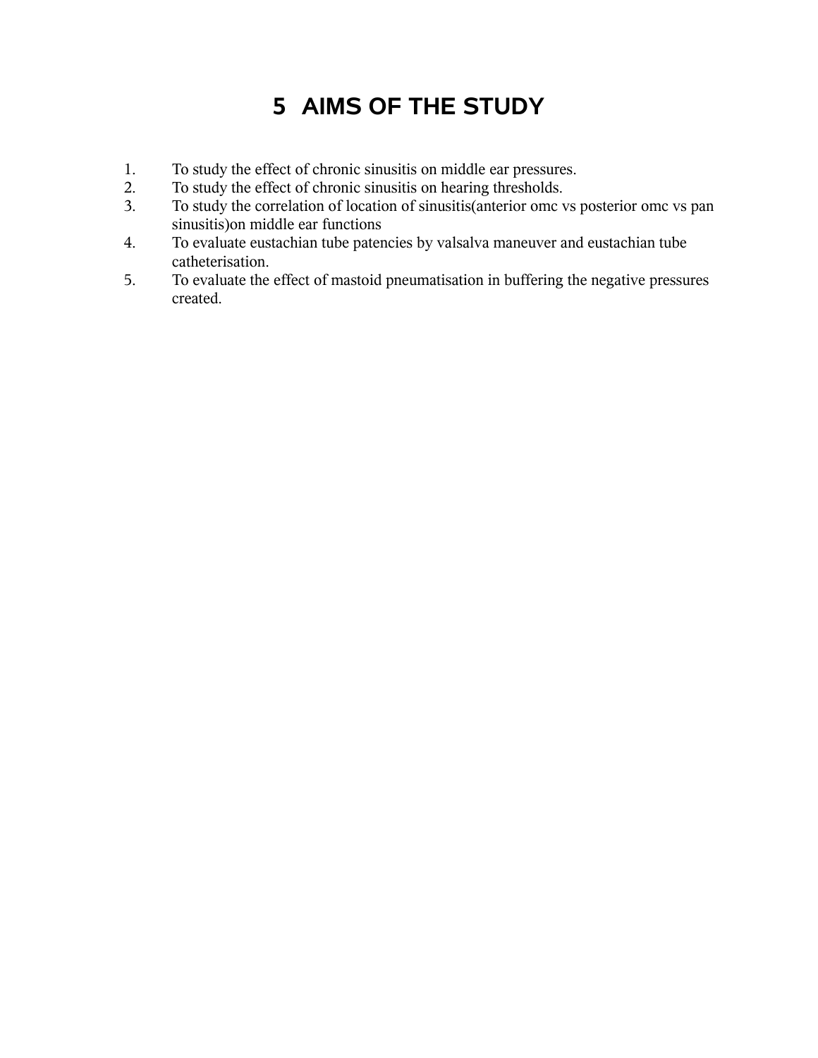# 5 AIMS OF THE STUDY

1. To study the effect of chronic sinusitis on middle ear pressures.
2. To study the effect of chronic sinusitis on hearing thresholds.
3. To study the correlation of location of sinusitis(anterior omc vs posterior omc vs pan sinusitis)on middle ear functions
4. To evaluate eustachian tube patencies by valsalva maneuver and eustachian tube catheterisation.
5. To evaluate the effect of mastoid pneumatisation in buffering the negative pressures created.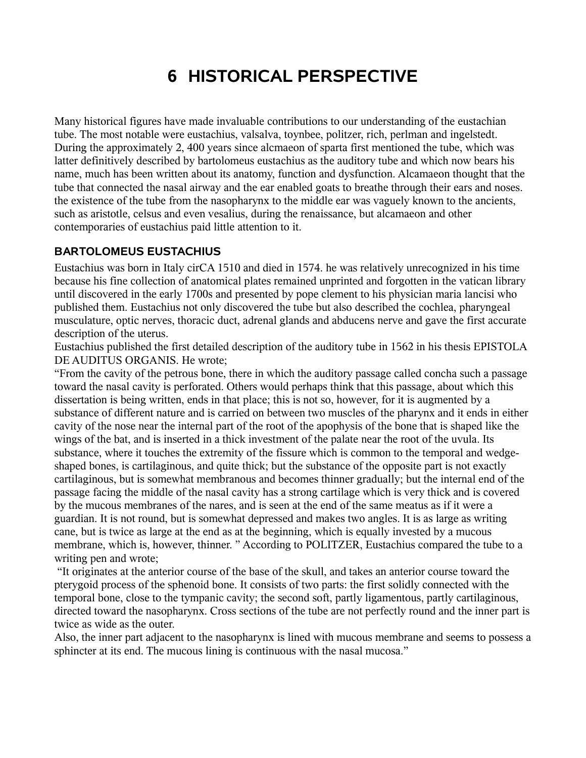# 6 HISTORICAL PERSPECTIVE

Many historical figures have made invaluable contributions to our understanding of the eustachian tube. The most notable were eustachius, valsalva, toynbee, politzer, rich, perlman and ingelstedt. During the approximately 2, 400 years since alcmaeon of sparta first mentioned the tube, which was latter definitively described by bartolomeus eustachius as the auditory tube and which now bears his name, much has been written about its anatomy, function and dysfunction. Alcamaeon thought that the tube that connected the nasal airway and the ear enabled goats to breathe through their ears and noses. the existence of the tube from the nasopharynx to the middle ear was vaguely known to the ancients, such as aristotle, celsus and even vesalius, during the renaissance, but alcamaeon and other contemporaries of eustachius paid little attention to it.

## BARTOLOMEUS EUSTACHIUS

Eustachius was born in Italy cirCA 1510 and died in 1574. he was relatively unrecognized in his time because his fine collection of anatomical plates remained unprinted and forgotten in the vatican library until discovered in the early 1700s and presented by pope clement to his physician maria lancisi who published them. Eustachius not only discovered the tube but also described the cochlea, pharyngeal musculature, optic nerves, thoracic duct, adrenal glands and abducens nerve and gave the first accurate description of the uterus.

Eustachius published the first detailed description of the auditory tube in 1562 in his thesis EPISTOLA DE AUDITUS ORGANIS. He wrote;

"From the cavity of the petrous bone, there in which the auditory passage called concha such a passage toward the nasal cavity is perforated. Others would perhaps think that this passage, about which this dissertation is being written, ends in that place; this is not so, however, for it is augmented by a substance of different nature and is carried on between two muscles of the pharynx and it ends in either cavity of the nose near the internal part of the root of the apophysis of the bone that is shaped like the wings of the bat, and is inserted in a thick investment of the palate near the root of the uvula. Its substance, where it touches the extremity of the fissure which is common to the temporal and wedge-shaped bones, is cartilaginous, and quite thick; but the substance of the opposite part is not exactly cartilaginous, but is somewhat membranous and becomes thinner gradually; but the internal end of the passage facing the middle of the nasal cavity has a strong cartilage which is very thick and is covered by the mucous membranes of the nares, and is seen at the end of the same meatus as if it were a guardian. It is not round, but is somewhat depressed and makes two angles. It is as large as writing cane, but is twice as large at the end as at the beginning, which is equally invested by a mucous membrane, which is, however, thinner. " According to POLITZER, Eustachius compared the tube to a writing pen and wrote;

"It originates at the anterior course of the base of the skull, and takes an anterior course toward the pterygoid process of the sphenoid bone. It consists of two parts: the first solidly connected with the temporal bone, close to the tympanic cavity; the second soft, partly ligamentous, partly cartilaginous, directed toward the nasopharynx. Cross sections of the tube are not perfectly round and the inner part is twice as wide as the outer.

Also, the inner part adjacent to the nasopharynx is lined with mucous membrane and seems to possess a sphincter at its end. The mucous lining is continuous with the nasal mucosa."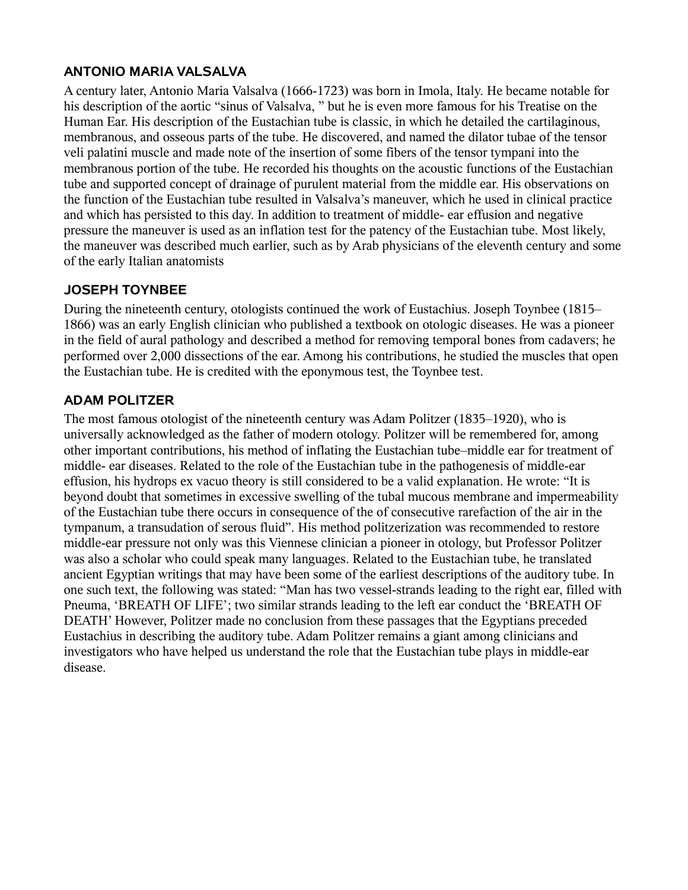## ANTONIO MARIA VALSALVA

A century later, Antonio Maria Valsalva (1666-1723) was born in Imola, Italy. He became notable for his description of the aortic “sinus of Valsalva, ” but he is even more famous for his Treatise on the Human Ear. His description of the Eustachian tube is classic, in which he detailed the cartilaginous, membranous, and osseous parts of the tube. He discovered, and named the dilator tubae of the tensor veli palatini muscle and made note of the insertion of some fibers of the tensor tympani into the membranous portion of the tube. He recorded his thoughts on the acoustic functions of the Eustachian tube and supported concept of drainage of purulent material from the middle ear. His observations on the function of the Eustachian tube resulted in Valsalva’s maneuver, which he used in clinical practice and which has persisted to this day. In addition to treatment of middle- ear effusion and negative pressure the maneuver is used as an inflation test for the patency of the Eustachian tube. Most likely, the maneuver was described much earlier, such as by Arab physicians of the eleventh century and some of the early Italian anatomists

## JOSEPH TOYNBEE

During the nineteenth century, otologists continued the work of Eustachius. Joseph Toynbee (1815–1866) was an early English clinician who published a textbook on otologic diseases. He was a pioneer in the field of aural pathology and described a method for removing temporal bones from cadavers; he performed over 2,000 dissections of the ear. Among his contributions, he studied the muscles that open the Eustachian tube. He is credited with the eponymous test, the Toynbee test.

## ADAM POLITZER

The most famous otologist of the nineteenth century was Adam Politzer (1835–1920), who is universally acknowledged as the father of modern otology. Politzer will be remembered for, among other important contributions, his method of inflating the Eustachian tube–middle ear for treatment of middle- ear diseases. Related to the role of the Eustachian tube in the pathogenesis of middle-ear effusion, his hydrops ex vacuo theory is still considered to be a valid explanation. He wrote: “It is beyond doubt that sometimes in excessive swelling of the tubal mucous membrane and impermeability of the Eustachian tube there occurs in consequence of the of consecutive rarefaction of the air in the tympanum, a transudation of serous fluid”. His method politzerization was recommended to restore middle-ear pressure not only was this Viennese clinician a pioneer in otology, but Professor Politzer was also a scholar who could speak many languages. Related to the Eustachian tube, he translated ancient Egyptian writings that may have been some of the earliest descriptions of the auditory tube. In one such text, the following was stated: “Man has two vessel-strands leading to the right ear, filled with Pneuma, ‘BREATH OF LIFE’; two similar strands leading to the left ear conduct the ‘BREATH OF DEATH’ However, Politzer made no conclusion from these passages that the Egyptians preceded Eustachius in describing the auditory tube. Adam Politzer remains a giant among clinicians and investigators who have helped us understand the role that the Eustachian tube plays in middle-ear disease.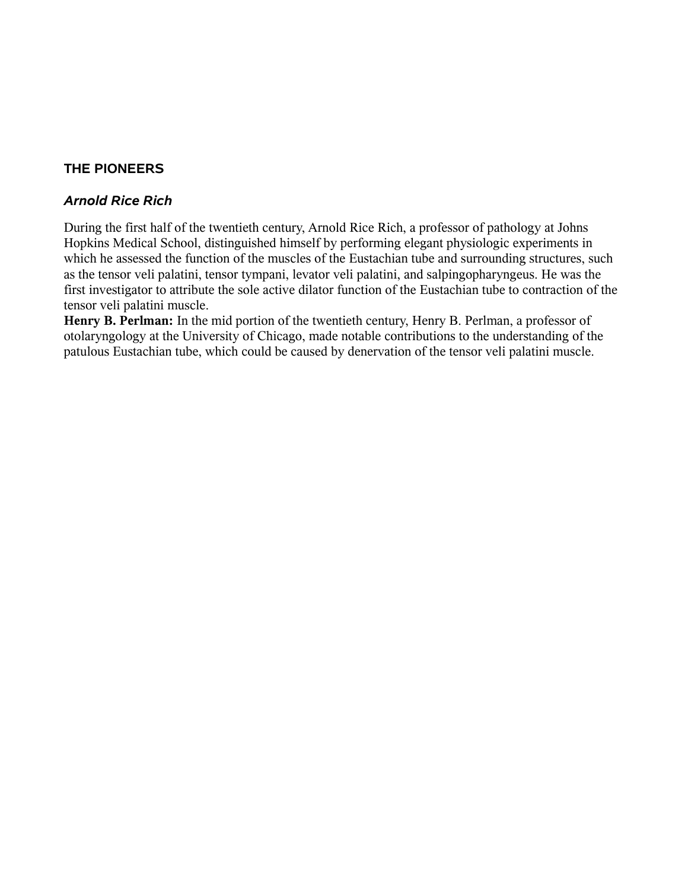## THE PIONEERS

### *Arnold Rice Rich*

During the first half of the twentieth century, Arnold Rice Rich, a professor of pathology at Johns Hopkins Medical School, distinguished himself by performing elegant physiologic experiments in which he assessed the function of the muscles of the Eustachian tube and surrounding structures, such as the tensor veli palatini, tensor tympani, levator veli palatini, and salpingopharyngeus. He was the first investigator to attribute the sole active dilator function of the Eustachian tube to contraction of the tensor veli palatini muscle.

**Henry B. Perlman:** In the mid portion of the twentieth century, Henry B. Perlman, a professor of otolaryngology at the University of Chicago, made notable contributions to the understanding of the patulous Eustachian tube, which could be caused by denervation of the tensor veli palatini muscle.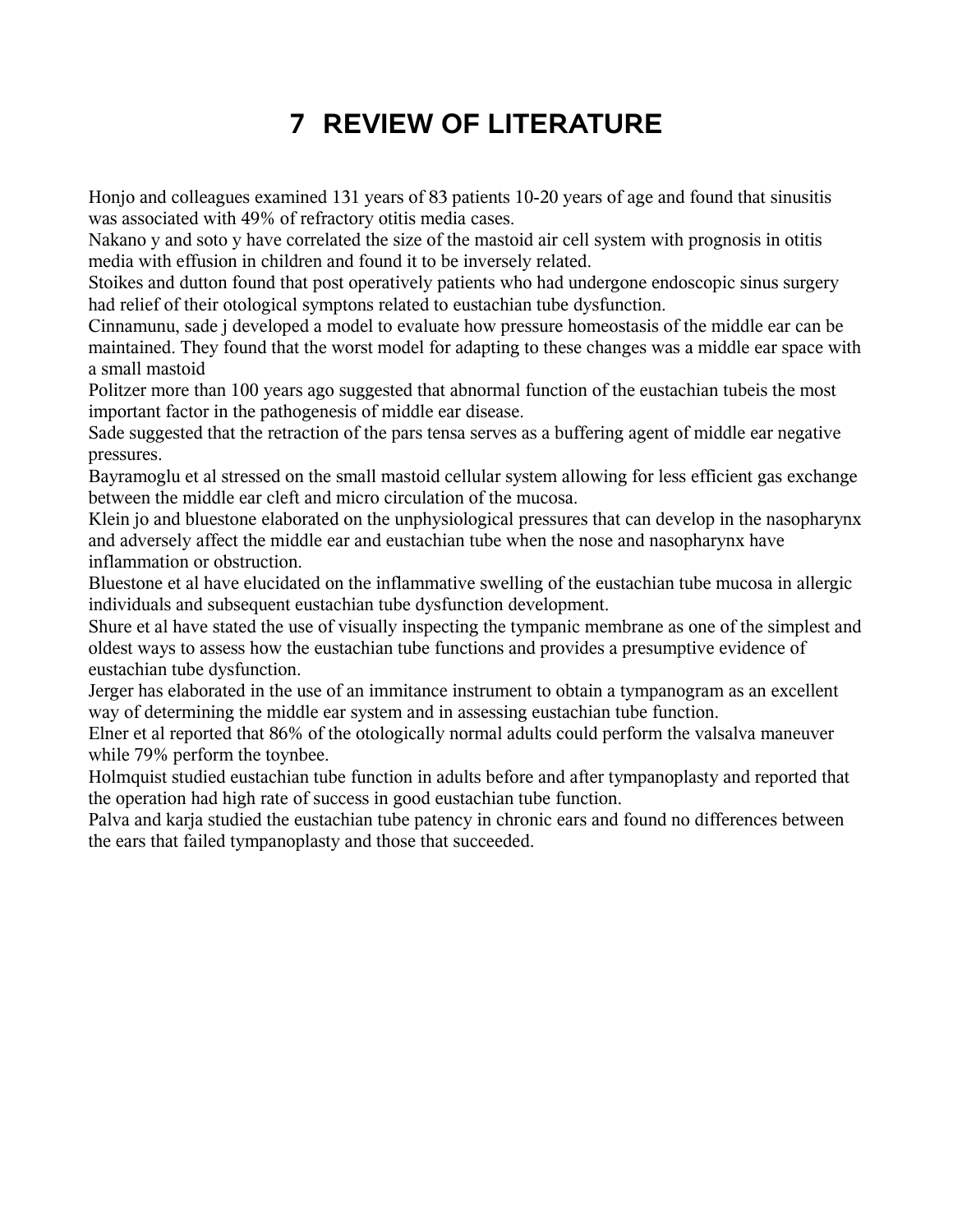# 7 REVIEW OF LITERATURE

Honjo and colleagues examined 131 years of 83 patients 10-20 years of age and found that sinusitis was associated with 49% of refractory otitis media cases.

Nakano y and soto y have correlated the size of the mastoid air cell system with prognosis in otitis media with effusion in children and found it to be inversely related.

Stoikes and dutton found that post operatively patients who had undergone endoscopic sinus surgery had relief of their otological symptons related to eustachian tube dysfunction.

Cinnamunu, sade j developed a model to evaluate how pressure homeostasis of the middle ear can be maintained. They found that the worst model for adapting to these changes was a middle ear space with a small mastoid

Politzer more than 100 years ago suggested that abnormal function of the eustachian tubeis the most important factor in the pathogenesis of middle ear disease.

Sade suggested that the retraction of the pars tensa serves as a buffering agent of middle ear negative pressures.

Bayramoglu et al stressed on the small mastoid cellular system allowing for less efficient gas exchange between the middle ear cleft and micro circulation of the mucosa.

Klein jo and bluestone elaborated on the unphysiological pressures that can develop in the nasopharynx and adversely affect the middle ear and eustachian tube when the nose and nasopharynx have inflammation or obstruction.

Bluestone et al have elucidated on the inflammative swelling of the eustachian tube mucosa in allergic individuals and subsequent eustachian tube dysfunction development.

Shure et al have stated the use of visually inspecting the tympanic membrane as one of the simplest and oldest ways to assess how the eustachian tube functions and provides a presumptive evidence of eustachian tube dysfunction.

Jerger has elaborated in the use of an immitance instrument to obtain a tympanogram as an excellent way of determining the middle ear system and in assessing eustachian tube function.

Elner et al reported that 86% of the otologically normal adults could perform the valsalva maneuver while 79% perform the toynbee.

Holmquist studied eustachian tube function in adults before and after tympanoplasty and reported that the operation had high rate of success in good eustachian tube function.

Palva and karja studied the eustachian tube patency in chronic ears and found no differences between the ears that failed tympanoplasty and those that succeeded.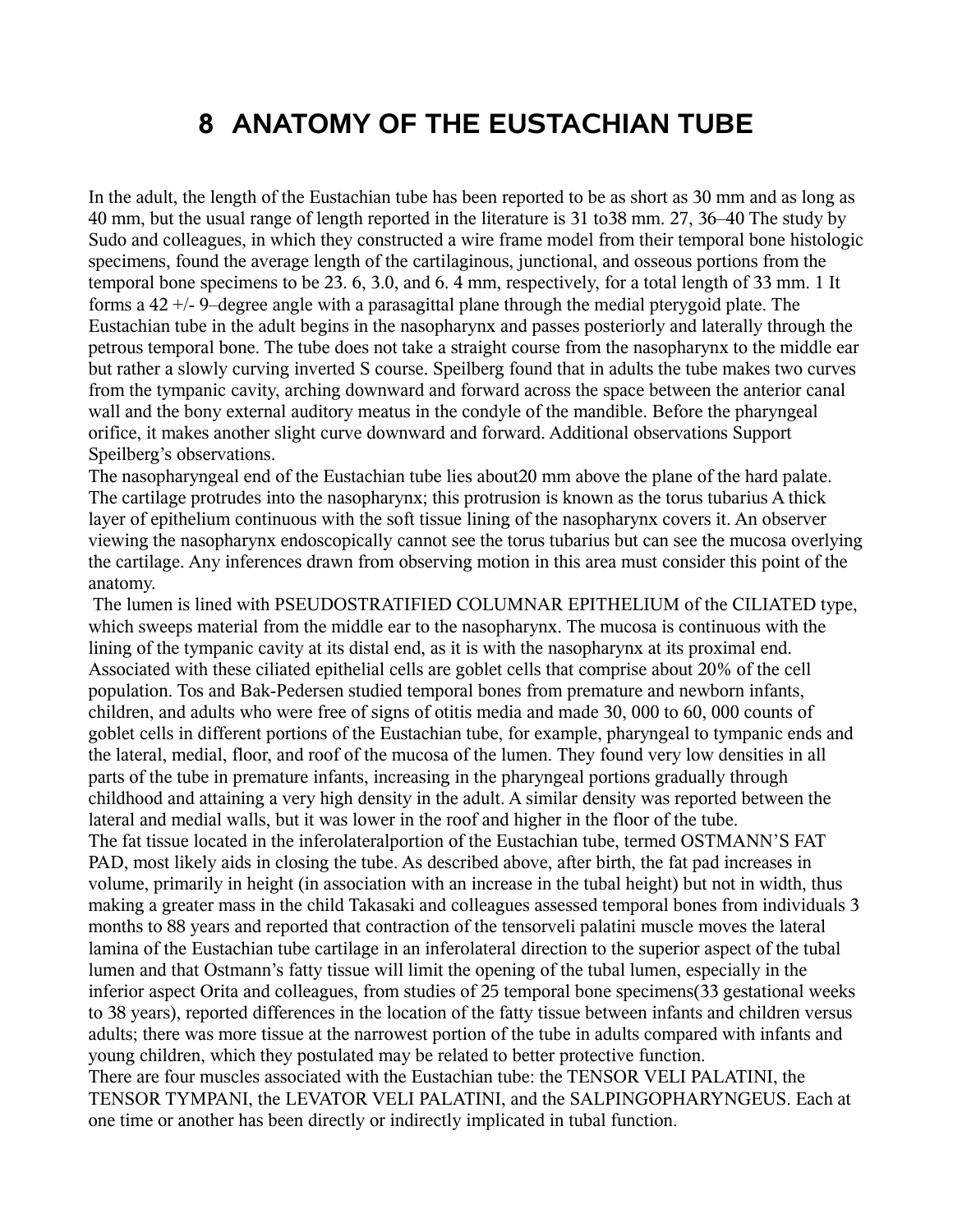# 8 ANATOMY OF THE EUSTACHIAN TUBE

In the adult, the length of the Eustachian tube has been reported to be as short as 30 mm and as long as 40 mm, but the usual range of length reported in the literature is 31 to38 mm. 27, 36–40 The study by Sudo and colleagues, in which they constructed a wire frame model from their temporal bone histologic specimens, found the average length of the cartilaginous, junctional, and osseous portions from the temporal bone specimens to be 23. 6, 3.0, and 6. 4 mm, respectively, for a total length of 33 mm. 1 It forms a 42 +/- 9–degree angle with a parasagittal plane through the medial pterygoid plate. The Eustachian tube in the adult begins in the nasopharynx and passes posteriorly and laterally through the petrous temporal bone. The tube does not take a straight course from the nasopharynx to the middle ear but rather a slowly curving inverted S course. Speilberg found that in adults the tube makes two curves from the tympanic cavity, arching downward and forward across the space between the anterior canal wall and the bony external auditory meatus in the condyle of the mandible. Before the pharyngeal orifice, it makes another slight curve downward and forward. Additional observations Support Speilberg's observations.

The nasopharyngeal end of the Eustachian tube lies about20 mm above the plane of the hard palate. The cartilage protrudes into the nasopharynx; this protrusion is known as the torus tubarius A thick layer of epithelium continuous with the soft tissue lining of the nasopharynx covers it. An observer viewing the nasopharynx endoscopically cannot see the torus tubarius but can see the mucosa overlying the cartilage. Any inferences drawn from observing motion in this area must consider this point of the anatomy.

The lumen is lined with PSEUDOSTRATIFIED COLUMNAR EPITHELIUM of the CILIATED type, which sweeps material from the middle ear to the nasopharynx. The mucosa is continuous with the lining of the tympanic cavity at its distal end, as it is with the nasopharynx at its proximal end. Associated with these ciliated epithelial cells are goblet cells that comprise about 20% of the cell population. Tos and Bak-Pedersen studied temporal bones from premature and newborn infants, children, and adults who were free of signs of otitis media and made 30, 000 to 60, 000 counts of goblet cells in different portions of the Eustachian tube, for example, pharyngeal to tympanic ends and the lateral, medial, floor, and roof of the mucosa of the lumen. They found very low densities in all parts of the tube in premature infants, increasing in the pharyngeal portions gradually through childhood and attaining a very high density in the adult. A similar density was reported between the lateral and medial walls, but it was lower in the roof and higher in the floor of the tube.

The fat tissue located in the inferolateralportion of the Eustachian tube, termed OSTMANN'S FAT PAD, most likely aids in closing the tube. As described above, after birth, the fat pad increases in volume, primarily in height (in association with an increase in the tubal height) but not in width, thus making a greater mass in the child Takasaki and colleagues assessed temporal bones from individuals 3 months to 88 years and reported that contraction of the tensorveli palatini muscle moves the lateral lamina of the Eustachian tube cartilage in an inferolateral direction to the superior aspect of the tubal lumen and that Ostmann's fatty tissue will limit the opening of the tubal lumen, especially in the inferior aspect Orita and colleagues, from studies of 25 temporal bone specimens(33 gestational weeks to 38 years), reported differences in the location of the fatty tissue between infants and children versus adults; there was more tissue at the narrowest portion of the tube in adults compared with infants and young children, which they postulated may be related to better protective function.

There are four muscles associated with the Eustachian tube: the TENSOR VELI PALATINI, the TENSOR TYMPANI, the LEVATOR VELI PALATINI, and the SALPINGOPHARYNGEUS. Each at one time or another has been directly or indirectly implicated in tubal function.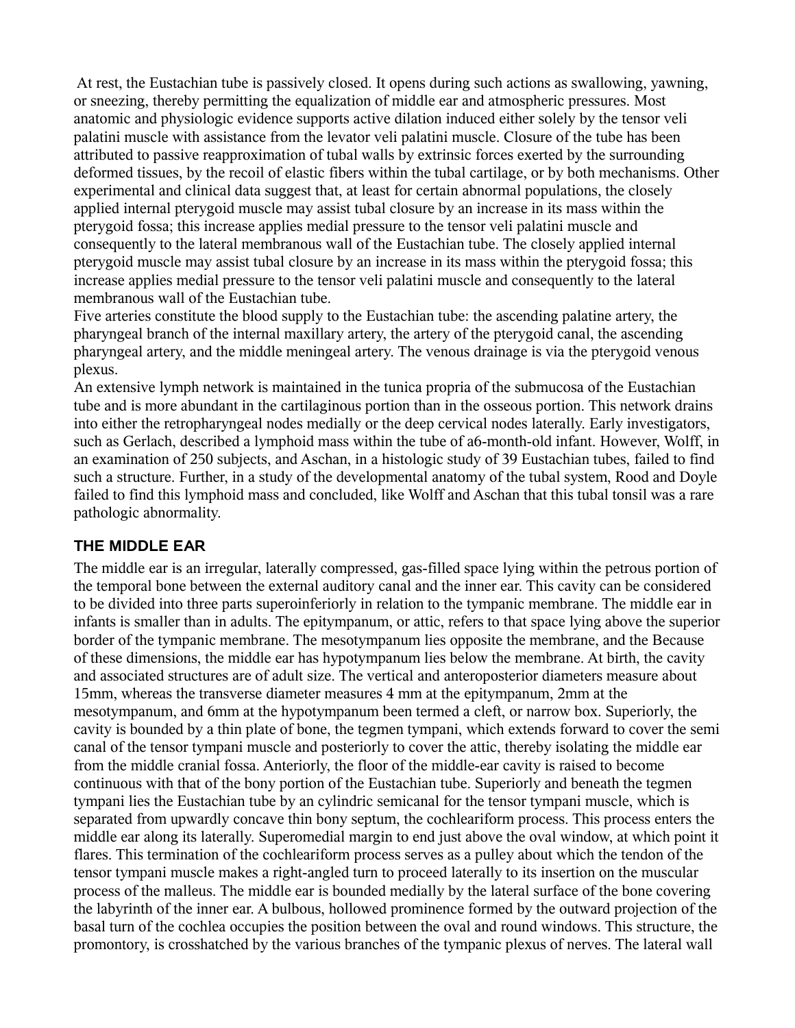At rest, the Eustachian tube is passively closed. It opens during such actions as swallowing, yawning, or sneezing, thereby permitting the equalization of middle ear and atmospheric pressures. Most anatomic and physiologic evidence supports active dilation induced either solely by the tensor veli palatini muscle with assistance from the levator veli palatini muscle. Closure of the tube has been attributed to passive reapproximation of tubal walls by extrinsic forces exerted by the surrounding deformed tissues, by the recoil of elastic fibers within the tubal cartilage, or by both mechanisms. Other experimental and clinical data suggest that, at least for certain abnormal populations, the closely applied internal pterygoid muscle may assist tubal closure by an increase in its mass within the pterygoid fossa; this increase applies medial pressure to the tensor veli palatini muscle and consequently to the lateral membranous wall of the Eustachian tube. The closely applied internal pterygoid muscle may assist tubal closure by an increase in its mass within the pterygoid fossa; this increase applies medial pressure to the tensor veli palatini muscle and consequently to the lateral membranous wall of the Eustachian tube.

Five arteries constitute the blood supply to the Eustachian tube: the ascending palatine artery, the pharyngeal branch of the internal maxillary artery, the artery of the pterygoid canal, the ascending pharyngeal artery, and the middle meningeal artery. The venous drainage is via the pterygoid venous plexus.

An extensive lymph network is maintained in the tunica propria of the submucosa of the Eustachian tube and is more abundant in the cartilaginous portion than in the osseous portion. This network drains into either the retropharyngeal nodes medially or the deep cervical nodes laterally. Early investigators, such as Gerlach, described a lymphoid mass within the tube of a6-month-old infant. However, Wolff, in an examination of 250 subjects, and Aschan, in a histologic study of 39 Eustachian tubes, failed to find such a structure. Further, in a study of the developmental anatomy of the tubal system, Rood and Doyle failed to find this lymphoid mass and concluded, like Wolff and Aschan that this tubal tonsil was a rare pathologic abnormality.

## THE MIDDLE EAR

The middle ear is an irregular, laterally compressed, gas-filled space lying within the petrous portion of the temporal bone between the external auditory canal and the inner ear. This cavity can be considered to be divided into three parts superoinferiorly in relation to the tympanic membrane. The middle ear in infants is smaller than in adults. The epitympanum, or attic, refers to that space lying above the superior border of the tympanic membrane. The mesotympanum lies opposite the membrane, and the Because of these dimensions, the middle ear has hypotympanum lies below the membrane. At birth, the cavity and associated structures are of adult size. The vertical and anteroposterior diameters measure about 15mm, whereas the transverse diameter measures 4 mm at the epitympanum, 2mm at the mesotympanum, and 6mm at the hypotympanum been termed a cleft, or narrow box. Superiorly, the cavity is bounded by a thin plate of bone, the tegmen tympani, which extends forward to cover the semi canal of the tensor tympani muscle and posteriorly to cover the attic, thereby isolating the middle ear from the middle cranial fossa. Anteriorly, the floor of the middle-ear cavity is raised to become continuous with that of the bony portion of the Eustachian tube. Superiorly and beneath the tegmen tympani lies the Eustachian tube by an cylindric semicanal for the tensor tympani muscle, which is separated from upwardly concave thin bony septum, the cochleariform process. This process enters the middle ear along its laterally. Superomedial margin to end just above the oval window, at which point it flares. This termination of the cochleariform process serves as a pulley about which the tendon of the tensor tympani muscle makes a right-angled turn to proceed laterally to its insertion on the muscular process of the malleus. The middle ear is bounded medially by the lateral surface of the bone covering the labyrinth of the inner ear. A bulbous, hollowed prominence formed by the outward projection of the basal turn of the cochlea occupies the position between the oval and round windows. This structure, the promontory, is crosshatched by the various branches of the tympanic plexus of nerves. The lateral wall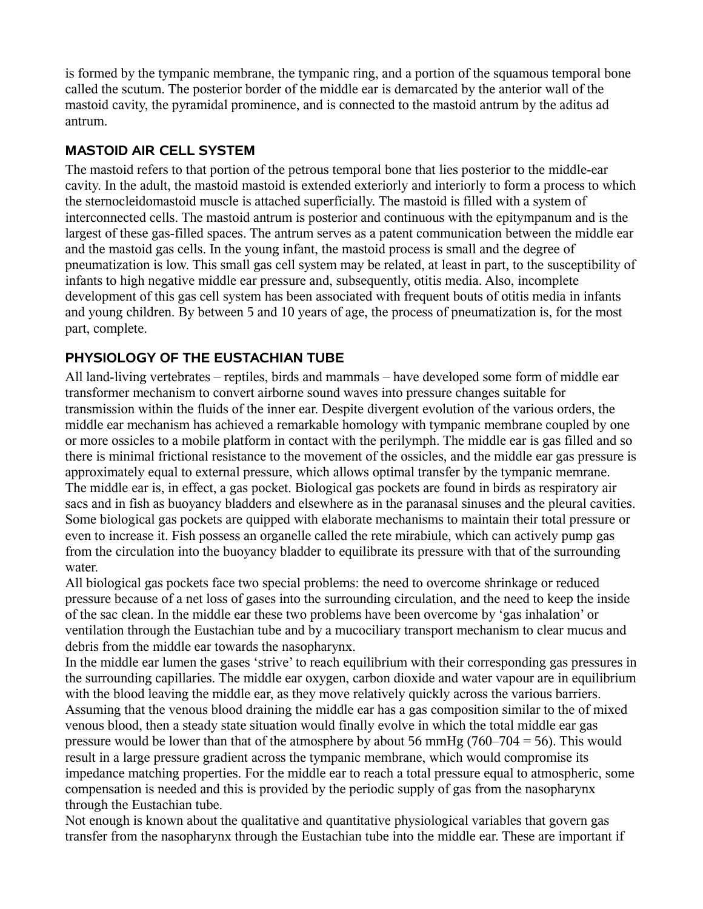is formed by the tympanic membrane, the tympanic ring, and a portion of the squamous temporal bone called the scutum. The posterior border of the middle ear is demarcated by the anterior wall of the mastoid cavity, the pyramidal prominence, and is connected to the mastoid antrum by the aditus ad antrum.

## MASTOID AIR CELL SYSTEM

The mastoid refers to that portion of the petrous temporal bone that lies posterior to the middle-ear cavity. In the adult, the mastoid mastoid is extended exteriorly and interiorly to form a process to which the sternocleidomastoid muscle is attached superficially. The mastoid is filled with a system of interconnected cells. The mastoid antrum is posterior and continuous with the epitympanum and is the largest of these gas-filled spaces. The antrum serves as a patent communication between the middle ear and the mastoid gas cells. In the young infant, the mastoid process is small and the degree of pneumatization is low. This small gas cell system may be related, at least in part, to the susceptibility of infants to high negative middle ear pressure and, subsequently, otitis media. Also, incomplete development of this gas cell system has been associated with frequent bouts of otitis media in infants and young children. By between 5 and 10 years of age, the process of pneumatization is, for the most part, complete.

## PHYSIOLOGY OF THE EUSTACHIAN TUBE

All land-living vertebrates – reptiles, birds and mammals – have developed some form of middle ear transformer mechanism to convert airborne sound waves into pressure changes suitable for transmission within the fluids of the inner ear. Despite divergent evolution of the various orders, the middle ear mechanism has achieved a remarkable homology with tympanic membrane coupled by one or more ossicles to a mobile platform in contact with the perilymph. The middle ear is gas filled and so there is minimal frictional resistance to the movement of the ossicles, and the middle ear gas pressure is approximately equal to external pressure, which allows optimal transfer by the tympanic memrane. The middle ear is, in effect, a gas pocket. Biological gas pockets are found in birds as respiratory air sacs and in fish as buoyancy bladders and elsewhere as in the paranasal sinuses and the pleural cavities. Some biological gas pockets are quipped with elaborate mechanisms to maintain their total pressure or even to increase it. Fish possess an organelle called the rete mirabiule, which can actively pump gas from the circulation into the buoyancy bladder to equilibrate its pressure with that of the surrounding water.

All biological gas pockets face two special problems: the need to overcome shrinkage or reduced pressure because of a net loss of gases into the surrounding circulation, and the need to keep the inside of the sac clean. In the middle ear these two problems have been overcome by 'gas inhalation' or ventilation through the Eustachian tube and by a mucociliary transport mechanism to clear mucus and debris from the middle ear towards the nasopharynx.

In the middle ear lumen the gases 'strive' to reach equilibrium with their corresponding gas pressures in the surrounding capillaries. The middle ear oxygen, carbon dioxide and water vapour are in equilibrium with the blood leaving the middle ear, as they move relatively quickly across the various barriers. Assuming that the venous blood draining the middle ear has a gas composition similar to the of mixed venous blood, then a steady state situation would finally evolve in which the total middle ear gas pressure would be lower than that of the atmosphere by about 56 mmHg (760–704 = 56). This would result in a large pressure gradient across the tympanic membrane, which would compromise its impedance matching properties. For the middle ear to reach a total pressure equal to atmospheric, some compensation is needed and this is provided by the periodic supply of gas from the nasopharynx through the Eustachian tube.

Not enough is known about the qualitative and quantitative physiological variables that govern gas transfer from the nasopharynx through the Eustachian tube into the middle ear. These are important if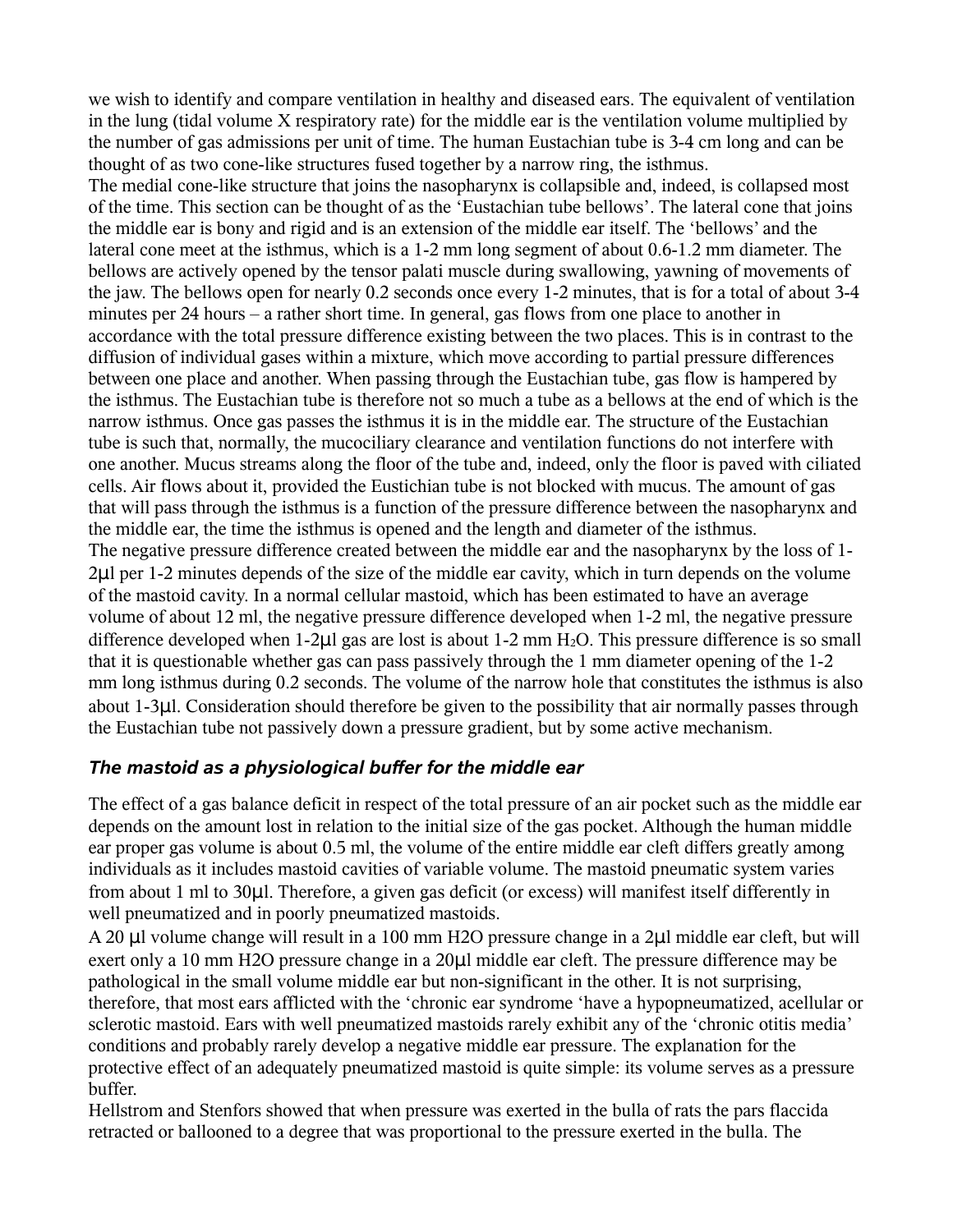we wish to identify and compare ventilation in healthy and diseased ears. The equivalent of ventilation in the lung (tidal volume X respiratory rate) for the middle ear is the ventilation volume multiplied by the number of gas admissions per unit of time. The human Eustachian tube is 3-4 cm long and can be thought of as two cone-like structures fused together by a narrow ring, the isthmus.

The medial cone-like structure that joins the nasopharynx is collapsible and, indeed, is collapsed most of the time. This section can be thought of as the 'Eustachian tube bellows'. The lateral cone that joins the middle ear is bony and rigid and is an extension of the middle ear itself. The 'bellows' and the lateral cone meet at the isthmus, which is a 1-2 mm long segment of about 0.6-1.2 mm diameter. The bellows are actively opened by the tensor palati muscle during swallowing, yawning of movements of the jaw. The bellows open for nearly 0.2 seconds once every 1-2 minutes, that is for a total of about 3-4 minutes per 24 hours – a rather short time. In general, gas flows from one place to another in accordance with the total pressure difference existing between the two places. This is in contrast to the diffusion of individual gases within a mixture, which move according to partial pressure differences between one place and another. When passing through the Eustachian tube, gas flow is hampered by the isthmus. The Eustachian tube is therefore not so much a tube as a bellows at the end of which is the narrow isthmus. Once gas passes the isthmus it is in the middle ear. The structure of the Eustachian tube is such that, normally, the mucociliary clearance and ventilation functions do not interfere with one another. Mucus streams along the floor of the tube and, indeed, only the floor is paved with ciliated cells. Air flows about it, provided the Eustichian tube is not blocked with mucus. The amount of gas that will pass through the isthmus is a function of the pressure difference between the nasopharynx and the middle ear, the time the isthmus is opened and the length and diameter of the isthmus.

The negative pressure difference created between the middle ear and the nasopharynx by the loss of 1-2µl per 1-2 minutes depends of the size of the middle ear cavity, which in turn depends on the volume of the mastoid cavity. In a normal cellular mastoid, which has been estimated to have an average volume of about 12 ml, the negative pressure difference developed when 1-2 ml, the negative pressure difference developed when 1-2µl gas are lost is about 1-2 mm $H_2O$. This pressure difference is so small that it is questionable whether gas can pass passively through the 1 mm diameter opening of the 1-2 mm long isthmus during 0.2 seconds. The volume of the narrow hole that constitutes the isthmus is also about 1-3µl. Consideration should therefore be given to the possibility that air normally passes through the Eustachian tube not passively down a pressure gradient, but by some active mechanism.

### *The mastoid as a physiological buffer for the middle ear*

The effect of a gas balance deficit in respect of the total pressure of an air pocket such as the middle ear depends on the amount lost in relation to the initial size of the gas pocket. Although the human middle ear proper gas volume is about 0.5 ml, the volume of the entire middle ear cleft differs greatly among individuals as it includes mastoid cavities of variable volume. The mastoid pneumatic system varies from about 1 ml to 30µl. Therefore, a given gas deficit (or excess) will manifest itself differently in well pneumatized and in poorly pneumatized mastoids.

A 20 µl volume change will result in a 100 mm H2O pressure change in a 2µl middle ear cleft, but will exert only a 10 mm H2O pressure change in a 20µl middle ear cleft. The pressure difference may be pathological in the small volume middle ear but non-significant in the other. It is not surprising, therefore, that most ears afflicted with the 'chronic ear syndrome 'have a hypopneumatized, acellular or sclerotic mastoid. Ears with well pneumatized mastoids rarely exhibit any of the 'chronic otitis media' conditions and probably rarely develop a negative middle ear pressure. The explanation for the protective effect of an adequately pneumatized mastoid is quite simple: its volume serves as a pressure buffer.

Hellstrom and Stenfors showed that when pressure was exerted in the bulla of rats the pars flaccida retracted or ballooned to a degree that was proportional to the pressure exerted in the bulla. The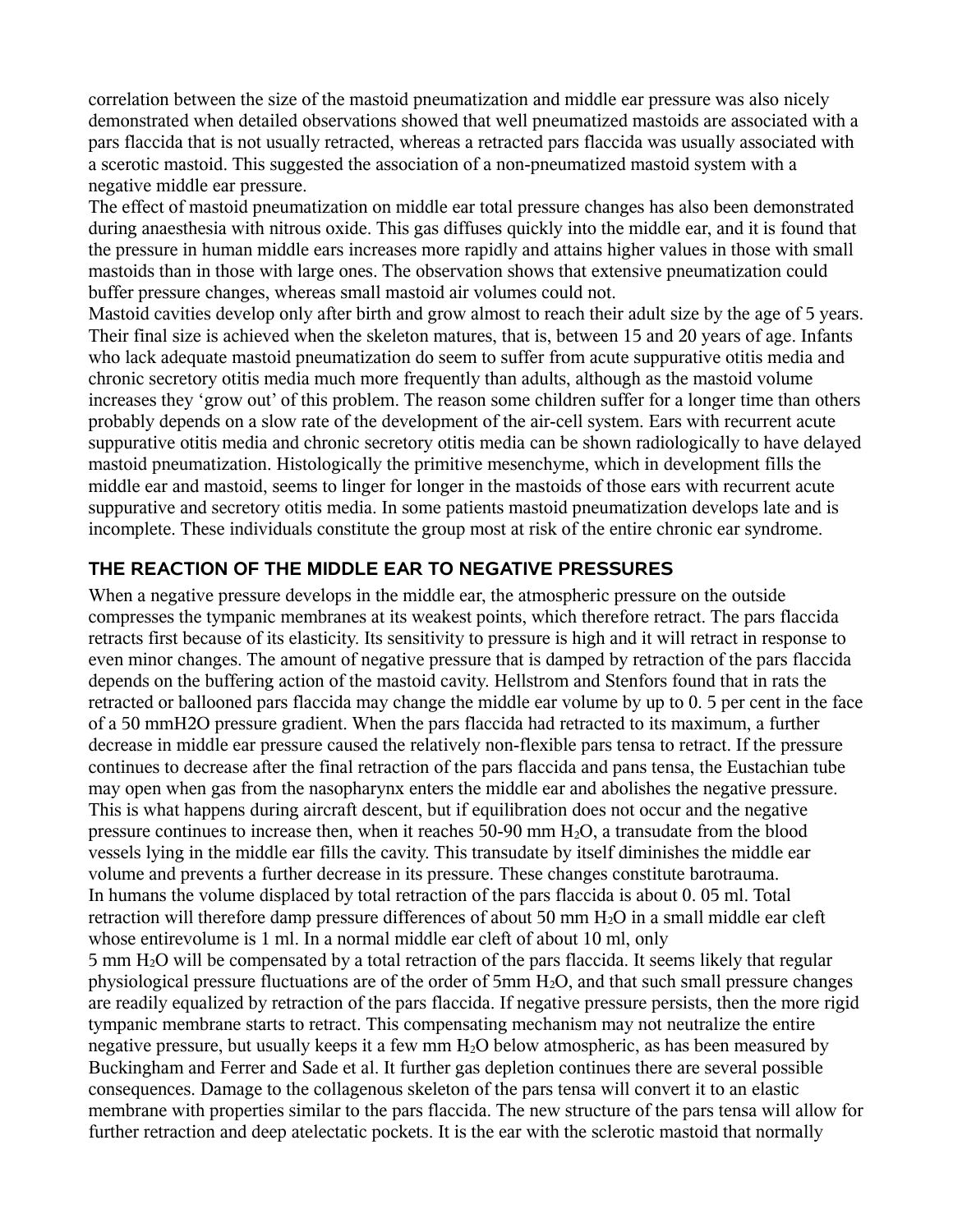correlation between the size of the mastoid pneumatization and middle ear pressure was also nicely demonstrated when detailed observations showed that well pneumatized mastoids are associated with a pars flaccida that is not usually retracted, whereas a retracted pars flaccida was usually associated with a scerotic mastoid. This suggested the association of a non-pneumatized mastoid system with a negative middle ear pressure.

The effect of mastoid pneumatization on middle ear total pressure changes has also been demonstrated during anaesthesia with nitrous oxide. This gas diffuses quickly into the middle ear, and it is found that the pressure in human middle ears increases more rapidly and attains higher values in those with small mastoids than in those with large ones. The observation shows that extensive pneumatization could buffer pressure changes, whereas small mastoid air volumes could not.

Mastoid cavities develop only after birth and grow almost to reach their adult size by the age of 5 years. Their final size is achieved when the skeleton matures, that is, between 15 and 20 years of age. Infants who lack adequate mastoid pneumatization do seem to suffer from acute suppurative otitis media and chronic secretory otitis media much more frequently than adults, although as the mastoid volume increases they 'grow out' of this problem. The reason some children suffer for a longer time than others probably depends on a slow rate of the development of the air-cell system. Ears with recurrent acute suppurative otitis media and chronic secretory otitis media can be shown radiologically to have delayed mastoid pneumatization. Histologically the primitive mesenchyme, which in development fills the middle ear and mastoid, seems to linger for longer in the mastoids of those ears with recurrent acute suppurative and secretory otitis media. In some patients mastoid pneumatization develops late and is incomplete. These individuals constitute the group most at risk of the entire chronic ear syndrome.

## THE REACTION OF THE MIDDLE EAR TO NEGATIVE PRESSURES

When a negative pressure develops in the middle ear, the atmospheric pressure on the outside compresses the tympanic membranes at its weakest points, which therefore retract. The pars flaccida retracts first because of its elasticity. Its sensitivity to pressure is high and it will retract in response to even minor changes. The amount of negative pressure that is damped by retraction of the pars flaccida depends on the buffering action of the mastoid cavity. Hellstrom and Stenfors found that in rats the retracted or ballooned pars flaccida may change the middle ear volume by up to 0. 5 per cent in the face of a 50 mmH2O pressure gradient. When the pars flaccida had retracted to its maximum, a further decrease in middle ear pressure caused the relatively non-flexible pars tensa to retract. If the pressure continues to decrease after the final retraction of the pars flaccida and pans tensa, the Eustachian tube may open when gas from the nasopharynx enters the middle ear and abolishes the negative pressure. This is what happens during aircraft descent, but if equilibration does not occur and the negative pressure continues to increase then, when it reaches 50-90 mm $H_2O$, a transudate from the blood vessels lying in the middle ear fills the cavity. This transudate by itself diminishes the middle ear volume and prevents a further decrease in its pressure. These changes constitute barotrauma.

In humans the volume displaced by total retraction of the pars flaccida is about 0. 05 ml. Total retraction will therefore damp pressure differences of about 50 mm $H_2O$ in a small middle ear cleft whose entirevolume is 1 ml. In a normal middle ear cleft of about 10 ml, only 5 mm $H_2O$ will be compensated by a total retraction of the pars flaccida. It seems likely that regular physiological pressure fluctuations are of the order of 5mm $H_2O$, and that such small pressure changes are readily equalized by retraction of the pars flaccida. If negative pressure persists, then the more rigid tympanic membrane starts to retract. This compensating mechanism may not neutralize the entire negative pressure, but usually keeps it a few mm $H_2O$ below atmospheric, as has been measured by Buckingham and Ferrer and Sade et al. It further gas depletion continues there are several possible consequences. Damage to the collagenous skeleton of the pars tensa will convert it to an elastic membrane with properties similar to the pars flaccida. The new structure of the pars tensa will allow for further retraction and deep atelectatic pockets. It is the ear with the sclerotic mastoid that normally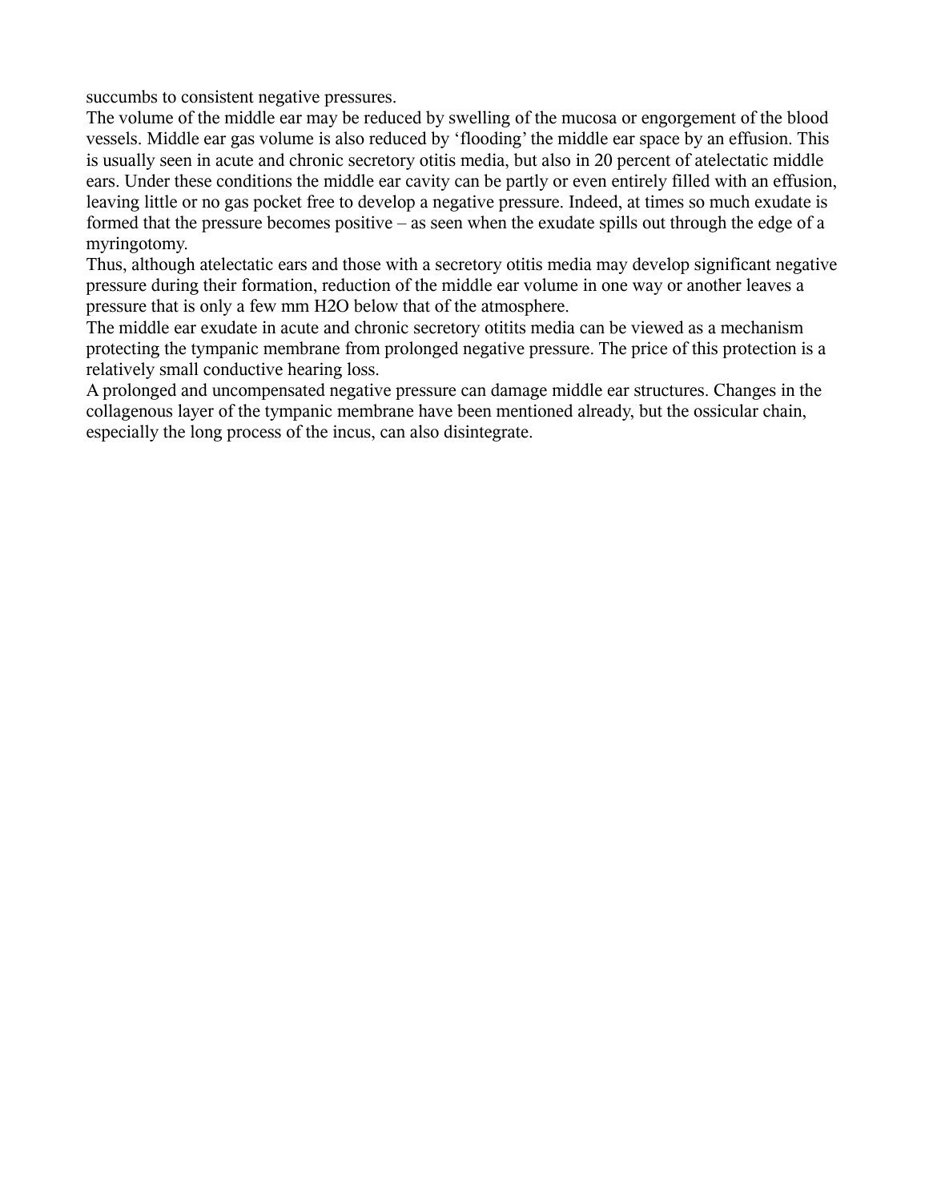succumbs to consistent negative pressures.

The volume of the middle ear may be reduced by swelling of the mucosa or engorgement of the blood vessels. Middle ear gas volume is also reduced by 'flooding' the middle ear space by an effusion. This is usually seen in acute and chronic secretory otitis media, but also in 20 percent of atelectatic middle ears. Under these conditions the middle ear cavity can be partly or even entirely filled with an effusion, leaving little or no gas pocket free to develop a negative pressure. Indeed, at times so much exudate is formed that the pressure becomes positive – as seen when the exudate spills out through the edge of a myringotomy.

Thus, although atelectatic ears and those with a secretory otitis media may develop significant negative pressure during their formation, reduction of the middle ear volume in one way or another leaves a pressure that is only a few mm $H_2O$ below that of the atmosphere.

The middle ear exudate in acute and chronic secretory otitits media can be viewed as a mechanism protecting the tympanic membrane from prolonged negative pressure. The price of this protection is a relatively small conductive hearing loss.

A prolonged and uncompensated negative pressure can damage middle ear structures. Changes in the collagenous layer of the tympanic membrane have been mentioned already, but the ossicular chain, especially the long process of the incus, can also disintegrate.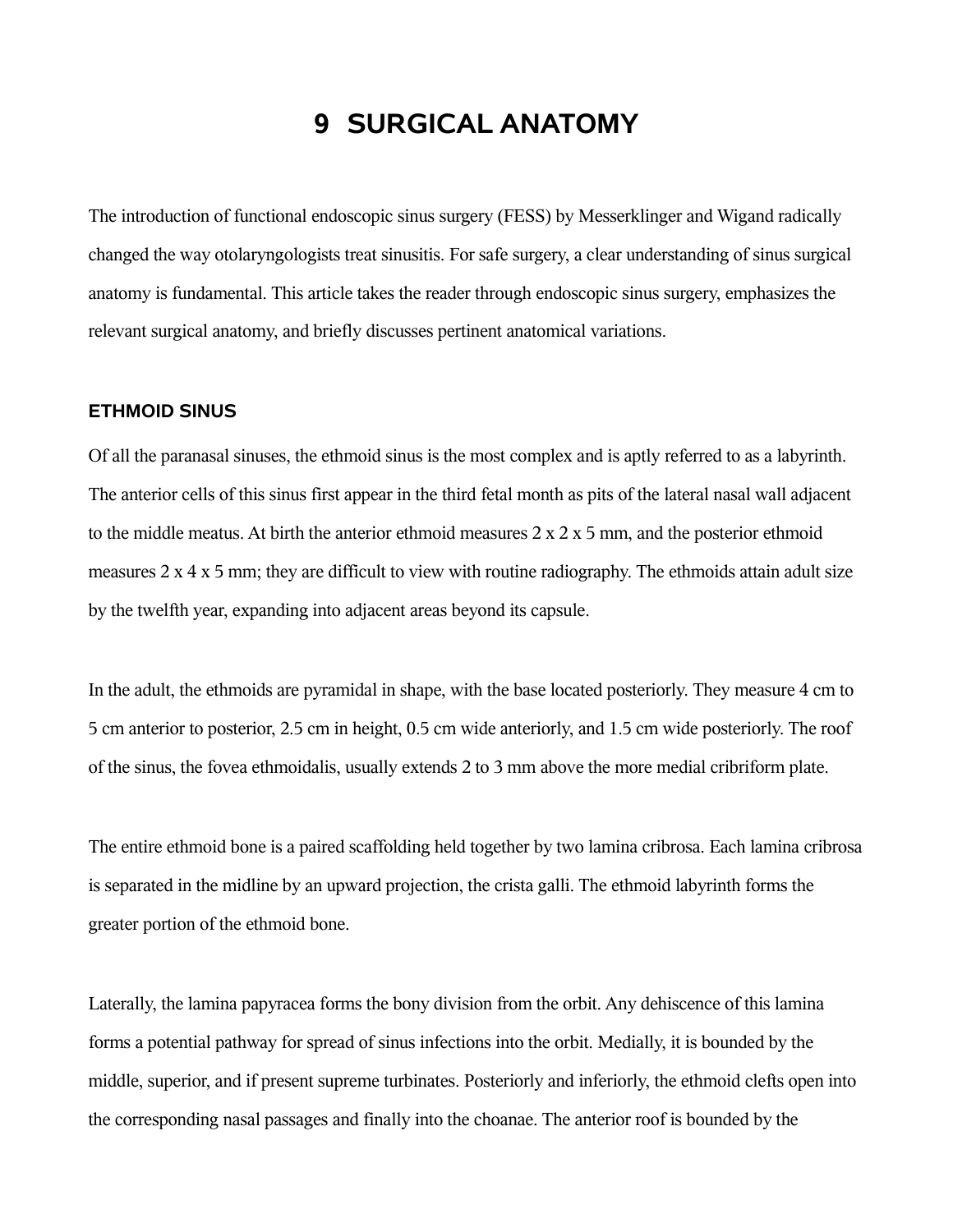# 9 SURGICAL ANATOMY

The introduction of functional endoscopic sinus surgery (FESS) by Messerklinger and Wigand radically changed the way otolaryngologists treat sinusitis. For safe surgery, a clear understanding of sinus surgical anatomy is fundamental. This article takes the reader through endoscopic sinus surgery, emphasizes the relevant surgical anatomy, and briefly discusses pertinent anatomical variations.

## ETHMOID SINUS

Of all the paranasal sinuses, the ethmoid sinus is the most complex and is aptly referred to as a labyrinth. The anterior cells of this sinus first appear in the third fetal month as pits of the lateral nasal wall adjacent to the middle meatus. At birth the anterior ethmoid measures 2 x 2 x 5 mm, and the posterior ethmoid measures 2 x 4 x 5 mm; they are difficult to view with routine radiography. The ethmoids attain adult size by the twelfth year, expanding into adjacent areas beyond its capsule.

In the adult, the ethmoids are pyramidal in shape, with the base located posteriorly. They measure 4 cm to 5 cm anterior to posterior, 2.5 cm in height, 0.5 cm wide anteriorly, and 1.5 cm wide posteriorly. The roof of the sinus, the fovea ethmoidalis, usually extends 2 to 3 mm above the more medial cribriform plate.

The entire ethmoid bone is a paired scaffolding held together by two lamina cribrosa. Each lamina cribrosa is separated in the midline by an upward projection, the crista galli. The ethmoid labyrinth forms the greater portion of the ethmoid bone.

Laterally, the lamina papyracea forms the bony division from the orbit. Any dehiscence of this lamina forms a potential pathway for spread of sinus infections into the orbit. Medially, it is bounded by the middle, superior, and if present supreme turbinates. Posteriorly and inferiorly, the ethmoid clefts open into the corresponding nasal passages and finally into the choanae. The anterior roof is bounded by the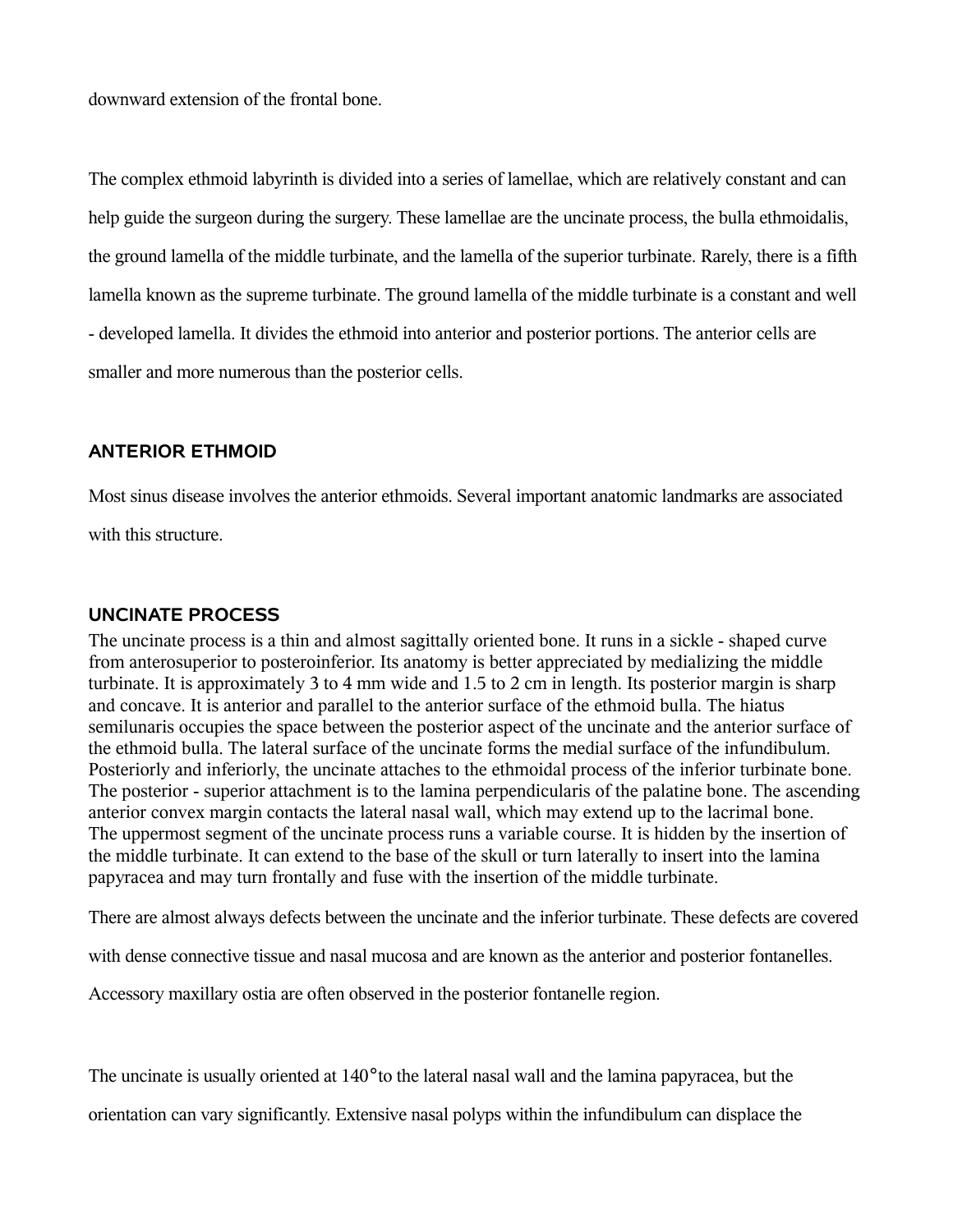downward extension of the frontal bone.

The complex ethmoid labyrinth is divided into a series of lamellae, which are relatively constant and can help guide the surgeon during the surgery. These lamellae are the uncinate process, the bulla ethmoidalis, the ground lamella of the middle turbinate, and the lamella of the superior turbinate. Rarely, there is a fifth lamella known as the supreme turbinate. The ground lamella of the middle turbinate is a constant and well - developed lamella. It divides the ethmoid into anterior and posterior portions. The anterior cells are smaller and more numerous than the posterior cells.

## ANTERIOR ETHMOID

Most sinus disease involves the anterior ethmoids. Several important anatomic landmarks are associated with this structure.

## UNCINATE PROCESS

The uncinate process is a thin and almost sagittally oriented bone. It runs in a sickle - shaped curve from anterosuperior to posteroinferior. Its anatomy is better appreciated by medializing the middle turbinate. It is approximately 3 to 4 mm wide and 1.5 to 2 cm in length. Its posterior margin is sharp and concave. It is anterior and parallel to the anterior surface of the ethmoid bulla. The hiatus semilunaris occupies the space between the posterior aspect of the uncinate and the anterior surface of the ethmoid bulla. The lateral surface of the uncinate forms the medial surface of the infundibulum. Posteriorly and inferiorly, the uncinate attaches to the ethmoidal process of the inferior turbinate bone. The posterior - superior attachment is to the lamina perpendicularis of the palatine bone. The ascending anterior convex margin contacts the lateral nasal wall, which may extend up to the lacrimal bone. The uppermost segment of the uncinate process runs a variable course. It is hidden by the insertion of the middle turbinate. It can extend to the base of the skull or turn laterally to insert into the lamina papyracea and may turn frontally and fuse with the insertion of the middle turbinate.

There are almost always defects between the uncinate and the inferior turbinate. These defects are covered with dense connective tissue and nasal mucosa and are known as the anterior and posterior fontanelles. Accessory maxillary ostia are often observed in the posterior fontanelle region.

The uncinate is usually oriented at 140° to the lateral nasal wall and the lamina papyracea, but the orientation can vary significantly. Extensive nasal polyps within the infundibulum can displace the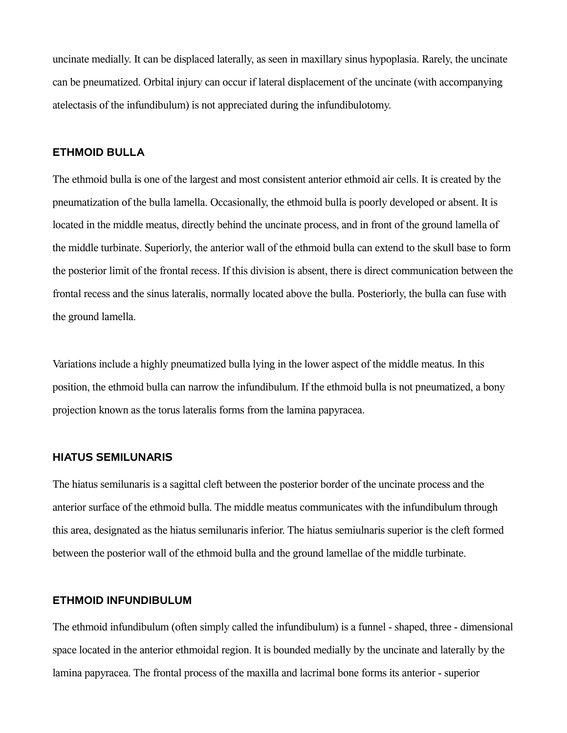uncinate medially. It can be displaced laterally, as seen in maxillary sinus hypoplasia. Rarely, the uncinate can be pneumatized. Orbital injury can occur if lateral displacement of the uncinate (with accompanying atelectasis of the infundibulum) is not appreciated during the infundibulotomy.

## ETHMOID BULLA

The ethmoid bulla is one of the largest and most consistent anterior ethmoid air cells. It is created by the pneumatization of the bulla lamella. Occasionally, the ethmoid bulla is poorly developed or absent. It is located in the middle meatus, directly behind the uncinate process, and in front of the ground lamella of the middle turbinate. Superiorly, the anterior wall of the ethmoid bulla can extend to the skull base to form the posterior limit of the frontal recess. If this division is absent, there is direct communication between the frontal recess and the sinus lateralis, normally located above the bulla. Posteriorly, the bulla can fuse with the ground lamella.

Variations include a highly pneumatized bulla lying in the lower aspect of the middle meatus. In this position, the ethmoid bulla can narrow the infundibulum. If the ethmoid bulla is not pneumatized, a bony projection known as the torus lateralis forms from the lamina papyracea.

## HIATUS SEMILUNARIS

The hiatus semilunaris is a sagittal cleft between the posterior border of the uncinate process and the anterior surface of the ethmoid bulla. The middle meatus communicates with the infundibulum through this area, designated as the hiatus semilunaris inferior. The hiatus semiulnaris superior is the cleft formed between the posterior wall of the ethmoid bulla and the ground lamellae of the middle turbinate.

## ETHMOID INFUNDIBULUM

The ethmoid infundibulum (often simply called the infundibulum) is a funnel - shaped, three - dimensional space located in the anterior ethmoidal region. It is bounded medially by the uncinate and laterally by the lamina papyracea. The frontal process of the maxilla and lacrimal bone forms its anterior - superior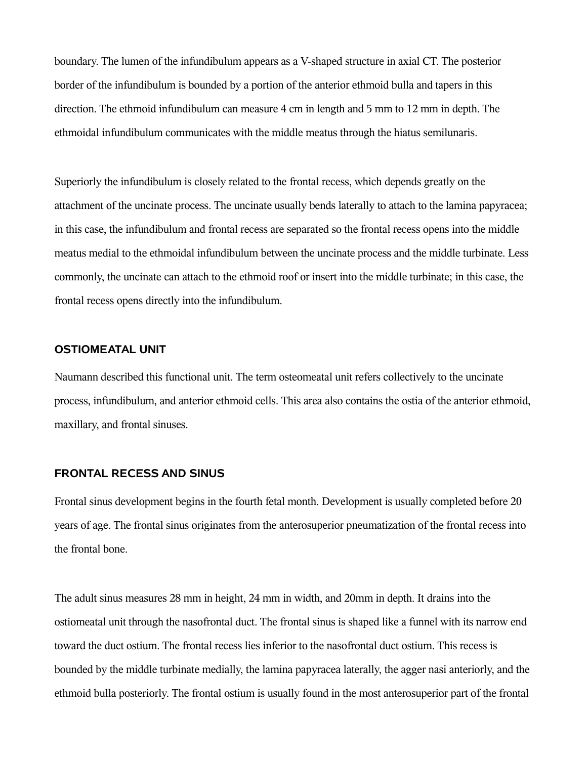boundary. The lumen of the infundibulum appears as a V-shaped structure in axial CT. The posterior border of the infundibulum is bounded by a portion of the anterior ethmoid bulla and tapers in this direction. The ethmoid infundibulum can measure 4 cm in length and 5 mm to 12 mm in depth. The ethmoidal infundibulum communicates with the middle meatus through the hiatus semilunaris.

Superiorly the infundibulum is closely related to the frontal recess, which depends greatly on the attachment of the uncinate process. The uncinate usually bends laterally to attach to the lamina papyracea; in this case, the infundibulum and frontal recess are separated so the frontal recess opens into the middle meatus medial to the ethmoidal infundibulum between the uncinate process and the middle turbinate. Less commonly, the uncinate can attach to the ethmoid roof or insert into the middle turbinate; in this case, the frontal recess opens directly into the infundibulum.

## OSTIOMEATAL UNIT

Naumann described this functional unit. The term osteomeatal unit refers collectively to the uncinate process, infundibulum, and anterior ethmoid cells. This area also contains the ostia of the anterior ethmoid, maxillary, and frontal sinuses.

## FRONTAL RECESS AND SINUS

Frontal sinus development begins in the fourth fetal month. Development is usually completed before 20 years of age. The frontal sinus originates from the anterosuperior pneumatization of the frontal recess into the frontal bone.

The adult sinus measures 28 mm in height, 24 mm in width, and 20mm in depth. It drains into the ostiomeatal unit through the nasofrontal duct. The frontal sinus is shaped like a funnel with its narrow end toward the duct ostium. The frontal recess lies inferior to the nasofrontal duct ostium. This recess is bounded by the middle turbinate medially, the lamina papyracea laterally, the agger nasi anteriorly, and the ethmoid bulla posteriorly. The frontal ostium is usually found in the most anterosuperior part of the frontal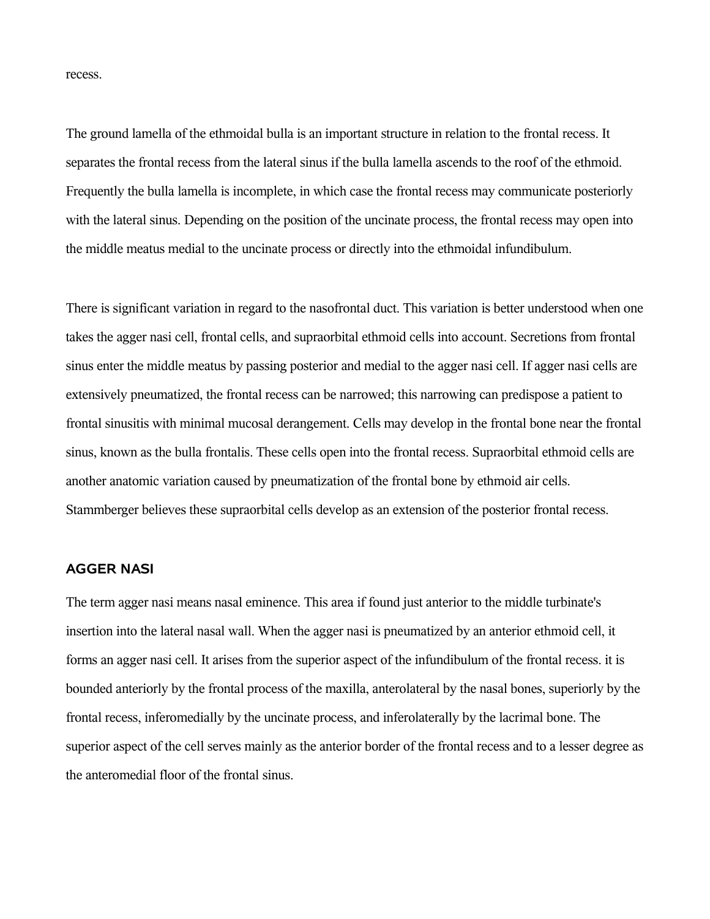recess.

The ground lamella of the ethmoidal bulla is an important structure in relation to the frontal recess. It separates the frontal recess from the lateral sinus if the bulla lamella ascends to the roof of the ethmoid. Frequently the bulla lamella is incomplete, in which case the frontal recess may communicate posteriorly with the lateral sinus. Depending on the position of the uncinate process, the frontal recess may open into the middle meatus medial to the uncinate process or directly into the ethmoidal infundibulum.

There is significant variation in regard to the nasofrontal duct. This variation is better understood when one takes the agger nasi cell, frontal cells, and supraorbital ethmoid cells into account. Secretions from frontal sinus enter the middle meatus by passing posterior and medial to the agger nasi cell. If agger nasi cells are extensively pneumatized, the frontal recess can be narrowed; this narrowing can predispose a patient to frontal sinusitis with minimal mucosal derangement. Cells may develop in the frontal bone near the frontal sinus, known as the bulla frontalis. These cells open into the frontal recess. Supraorbital ethmoid cells are another anatomic variation caused by pneumatization of the frontal bone by ethmoid air cells. Stammberger believes these supraorbital cells develop as an extension of the posterior frontal recess.

## AGGER NASI

The term agger nasi means nasal eminence. This area if found just anterior to the middle turbinate's insertion into the lateral nasal wall. When the agger nasi is pneumatized by an anterior ethmoid cell, it forms an agger nasi cell. It arises from the superior aspect of the infundibulum of the frontal recess. it is bounded anteriorly by the frontal process of the maxilla, anterolateral by the nasal bones, superiorly by the frontal recess, inferomedially by the uncinate process, and inferolaterally by the lacrimal bone. The superior aspect of the cell serves mainly as the anterior border of the frontal recess and to a lesser degree as the anteromedial floor of the frontal sinus.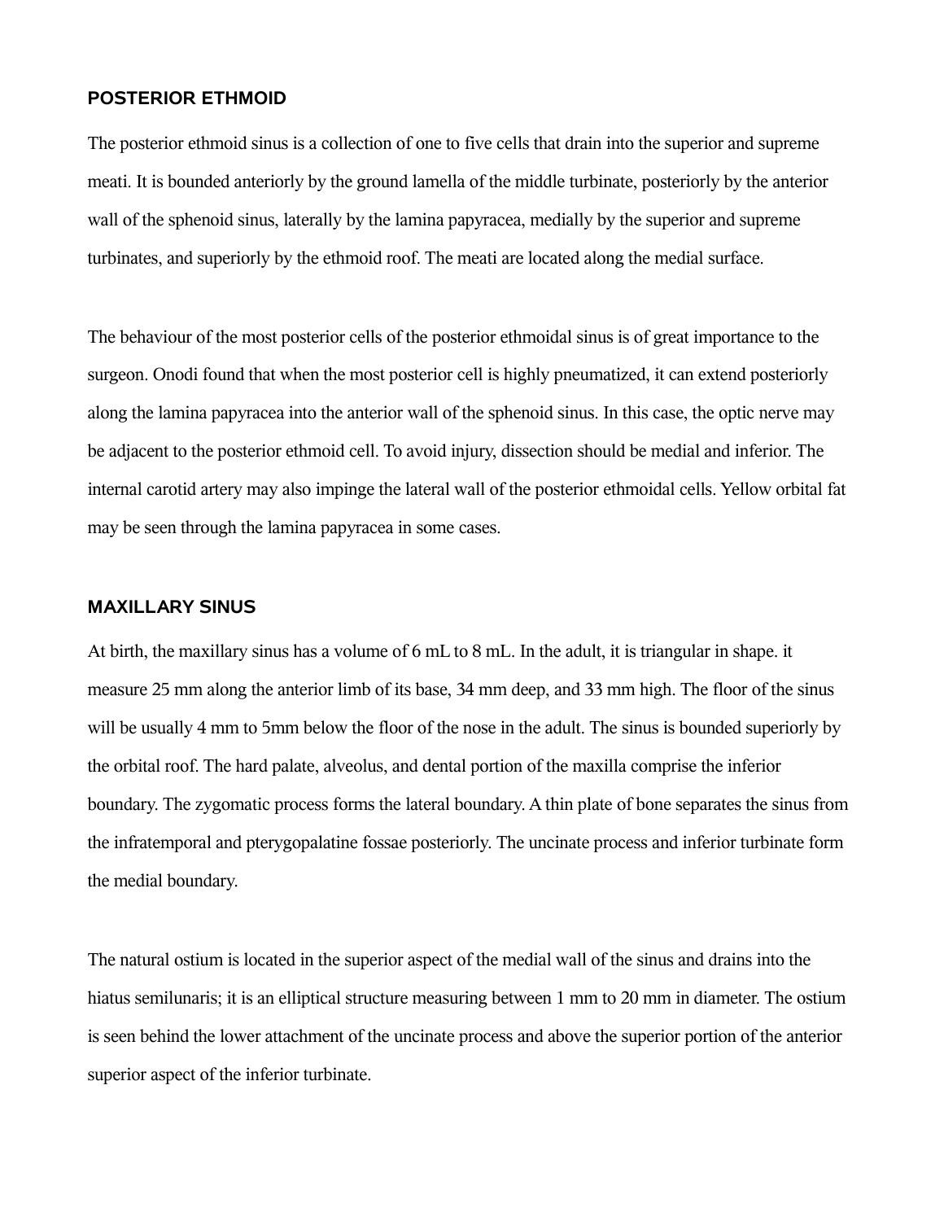## POSTERIOR ETHMOID

The posterior ethmoid sinus is a collection of one to five cells that drain into the superior and supreme meati. It is bounded anteriorly by the ground lamella of the middle turbinate, posteriorly by the anterior wall of the sphenoid sinus, laterally by the lamina papyracea, medially by the superior and supreme turbinates, and superiorly by the ethmoid roof. The meati are located along the medial surface.

The behaviour of the most posterior cells of the posterior ethmoidal sinus is of great importance to the surgeon. Onodi found that when the most posterior cell is highly pneumatized, it can extend posteriorly along the lamina papyracea into the anterior wall of the sphenoid sinus. In this case, the optic nerve may be adjacent to the posterior ethmoid cell. To avoid injury, dissection should be medial and inferior. The internal carotid artery may also impinge the lateral wall of the posterior ethmoidal cells. Yellow orbital fat may be seen through the lamina papyracea in some cases.

## MAXILLARY SINUS

At birth, the maxillary sinus has a volume of 6 mL to 8 mL. In the adult, it is triangular in shape. it measure 25 mm along the anterior limb of its base, 34 mm deep, and 33 mm high. The floor of the sinus will be usually 4 mm to 5mm below the floor of the nose in the adult. The sinus is bounded superiorly by the orbital roof. The hard palate, alveolus, and dental portion of the maxilla comprise the inferior boundary. The zygomatic process forms the lateral boundary. A thin plate of bone separates the sinus from the infratemporal and pterygopalatine fossae posteriorly. The uncinate process and inferior turbinate form the medial boundary.

The natural ostium is located in the superior aspect of the medial wall of the sinus and drains into the hiatus semilunaris; it is an elliptical structure measuring between 1 mm to 20 mm in diameter. The ostium is seen behind the lower attachment of the uncinate process and above the superior portion of the anterior superior aspect of the inferior turbinate.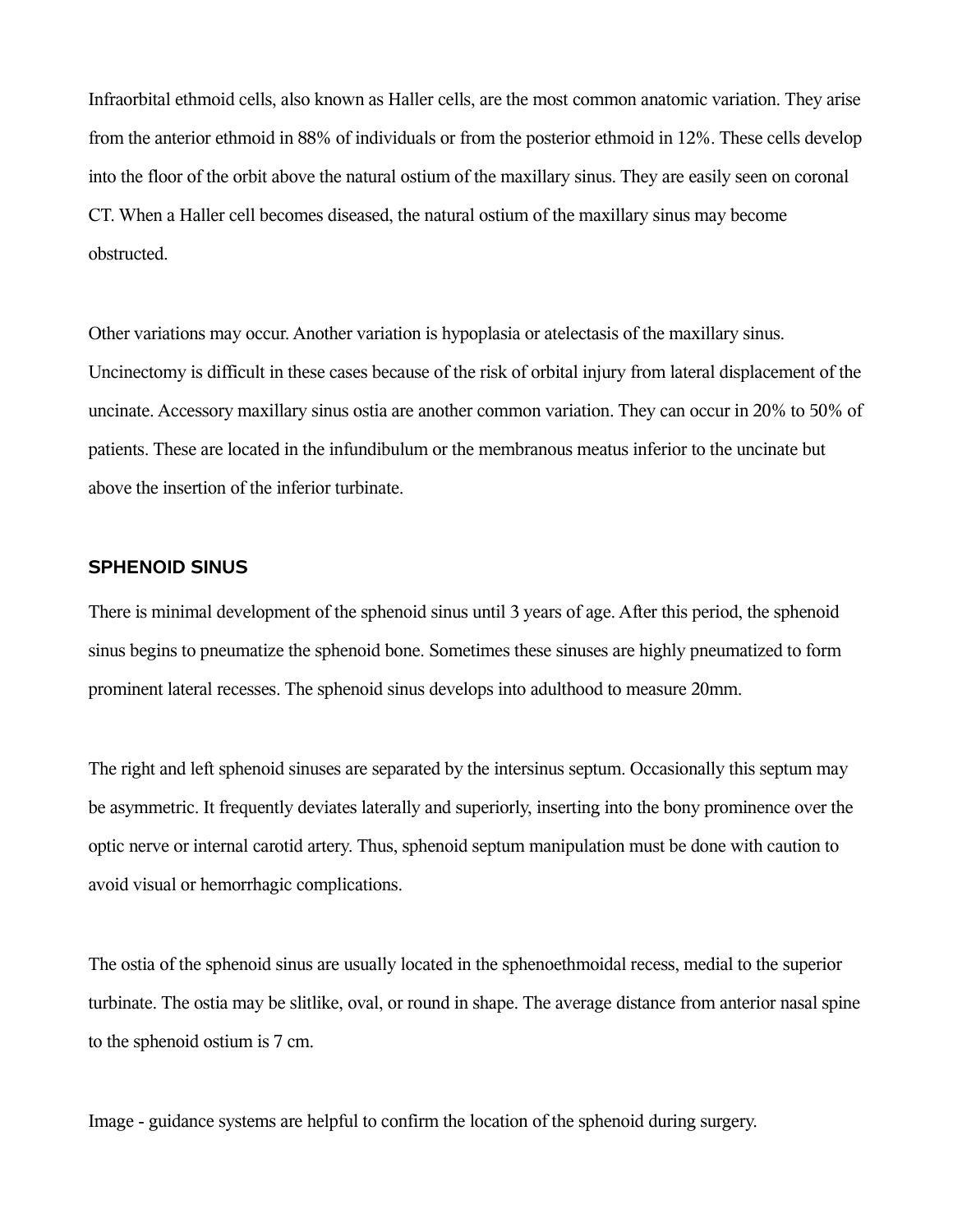Infraorbital ethmoid cells, also known as Haller cells, are the most common anatomic variation. They arise from the anterior ethmoid in 88% of individuals or from the posterior ethmoid in 12%. These cells develop into the floor of the orbit above the natural ostium of the maxillary sinus. They are easily seen on coronal CT. When a Haller cell becomes diseased, the natural ostium of the maxillary sinus may become obstructed.

Other variations may occur. Another variation is hypoplasia or atelectasis of the maxillary sinus. Uncinectomy is difficult in these cases because of the risk of orbital injury from lateral displacement of the uncinate. Accessory maxillary sinus ostia are another common variation. They can occur in 20% to 50% of patients. These are located in the infundibulum or the membranous meatus inferior to the uncinate but above the insertion of the inferior turbinate.

## SPHENOID SINUS

There is minimal development of the sphenoid sinus until 3 years of age. After this period, the sphenoid sinus begins to pneumatize the sphenoid bone. Sometimes these sinuses are highly pneumatized to form prominent lateral recesses. The sphenoid sinus develops into adulthood to measure 20mm.

The right and left sphenoid sinuses are separated by the intersinus septum. Occasionally this septum may be asymmetric. It frequently deviates laterally and superiorly, inserting into the bony prominence over the optic nerve or internal carotid artery. Thus, sphenoid septum manipulation must be done with caution to avoid visual or hemorrhagic complications.

The ostia of the sphenoid sinus are usually located in the sphenoethmoidal recess, medial to the superior turbinate. The ostia may be slitlike, oval, or round in shape. The average distance from anterior nasal spine to the sphenoid ostium is 7 cm.

Image - guidance systems are helpful to confirm the location of the sphenoid during surgery.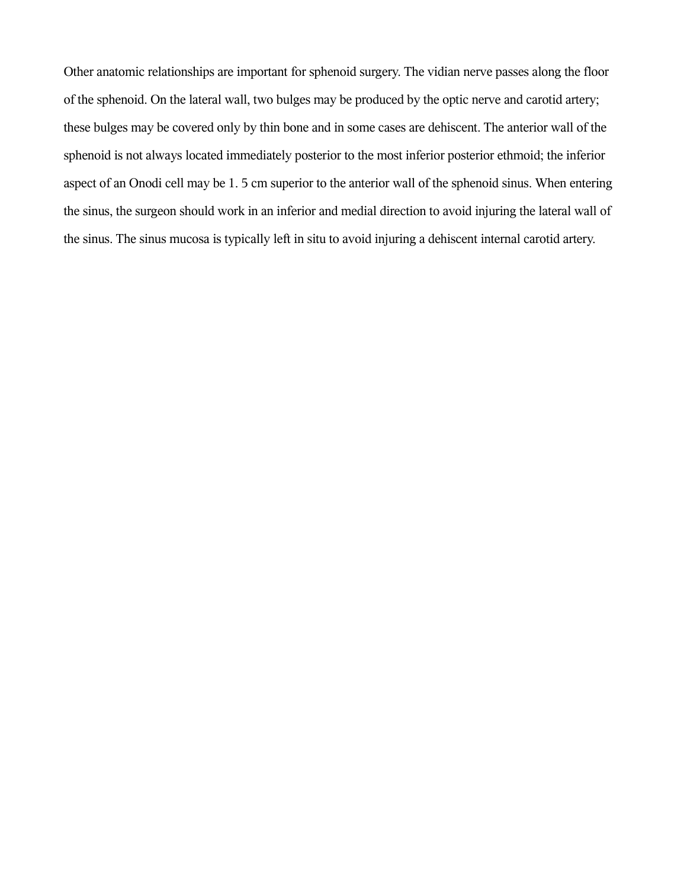Other anatomic relationships are important for sphenoid surgery. The vidian nerve passes along the floor of the sphenoid. On the lateral wall, two bulges may be produced by the optic nerve and carotid artery; these bulges may be covered only by thin bone and in some cases are dehiscent. The anterior wall of the sphenoid is not always located immediately posterior to the most inferior posterior ethmoid; the inferior aspect of an Onodi cell may be 1. 5 cm superior to the anterior wall of the sphenoid sinus. When entering the sinus, the surgeon should work in an inferior and medial direction to avoid injuring the lateral wall of the sinus. The sinus mucosa is typically left in situ to avoid injuring a dehiscent internal carotid artery.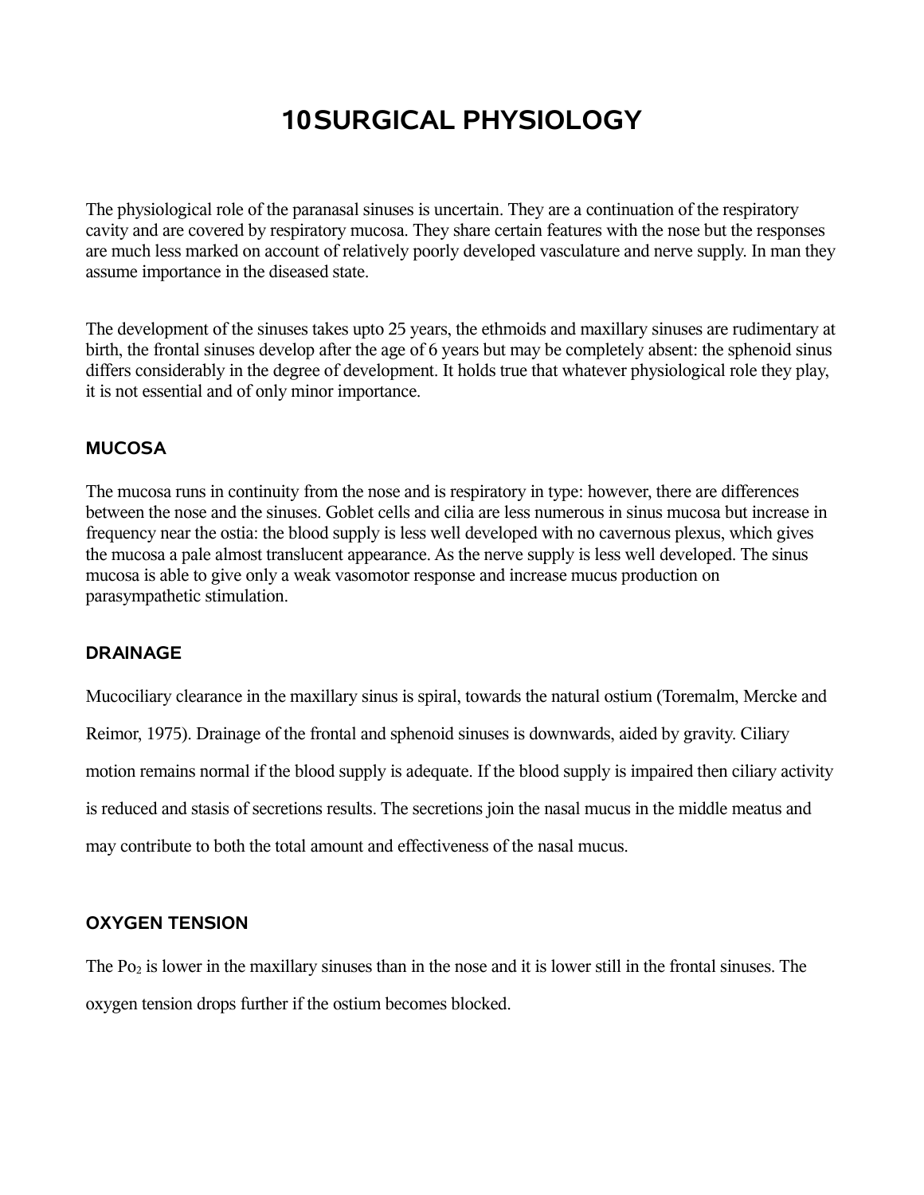# 10 SURGICAL PHYSIOLOGY

The physiological role of the paranasal sinuses is uncertain. They are a continuation of the respiratory cavity and are covered by respiratory mucosa. They share certain features with the nose but the responses are much less marked on account of relatively poorly developed vasculature and nerve supply. In man they assume importance in the diseased state.

The development of the sinuses takes upto 25 years, the ethmoids and maxillary sinuses are rudimentary at birth, the frontal sinuses develop after the age of 6 years but may be completely absent: the sphenoid sinus differs considerably in the degree of development. It holds true that whatever physiological role they play, it is not essential and of only minor importance.

## MUCOSA

The mucosa runs in continuity from the nose and is respiratory in type: however, there are differences between the nose and the sinuses. Goblet cells and cilia are less numerous in sinus mucosa but increase in frequency near the ostia: the blood supply is less well developed with no cavernous plexus, which gives the mucosa a pale almost translucent appearance. As the nerve supply is less well developed. The sinus mucosa is able to give only a weak vasomotor response and increase mucus production on parasympathetic stimulation.

## DRAINAGE

Mucociliary clearance in the maxillary sinus is spiral, towards the natural ostium (Toremalm, Mercke and Reimor, 1975). Drainage of the frontal and sphenoid sinuses is downwards, aided by gravity. Ciliary motion remains normal if the blood supply is adequate. If the blood supply is impaired then ciliary activity is reduced and stasis of secretions results. The secretions join the nasal mucus in the middle meatus and may contribute to both the total amount and effectiveness of the nasal mucus.

## OXYGEN TENSION

The $Po_2$ is lower in the maxillary sinuses than in the nose and it is lower still in the frontal sinuses. The oxygen tension drops further if the ostium becomes blocked.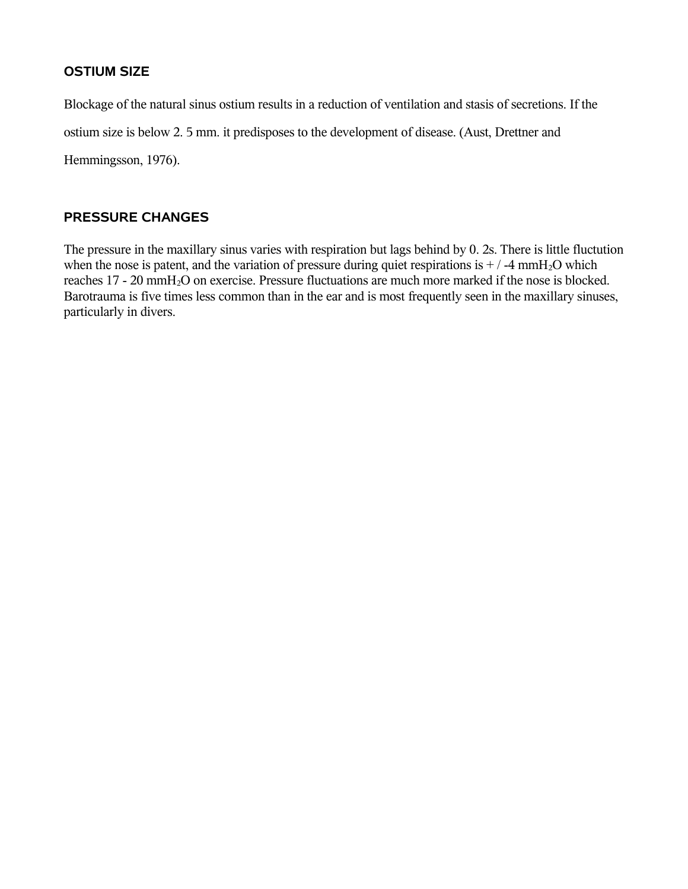## OSTIUM SIZE

Blockage of the natural sinus ostium results in a reduction of ventilation and stasis of secretions. If the ostium size is below 2. 5 mm. it predisposes to the development of disease. (Aust, Drettner and Hemmingsson, 1976).

## PRESSURE CHANGES

The pressure in the maxillary sinus varies with respiration but lags behind by 0. 2s. There is little fluctution when the nose is patent, and the variation of pressure during quiet respirations is + / -4 mm$H_2O$ which reaches 17 - 20 mm$H_2O$ on exercise. Pressure fluctuations are much more marked if the nose is blocked. Barotrauma is five times less common than in the ear and is most frequently seen in the maxillary sinuses, particularly in divers.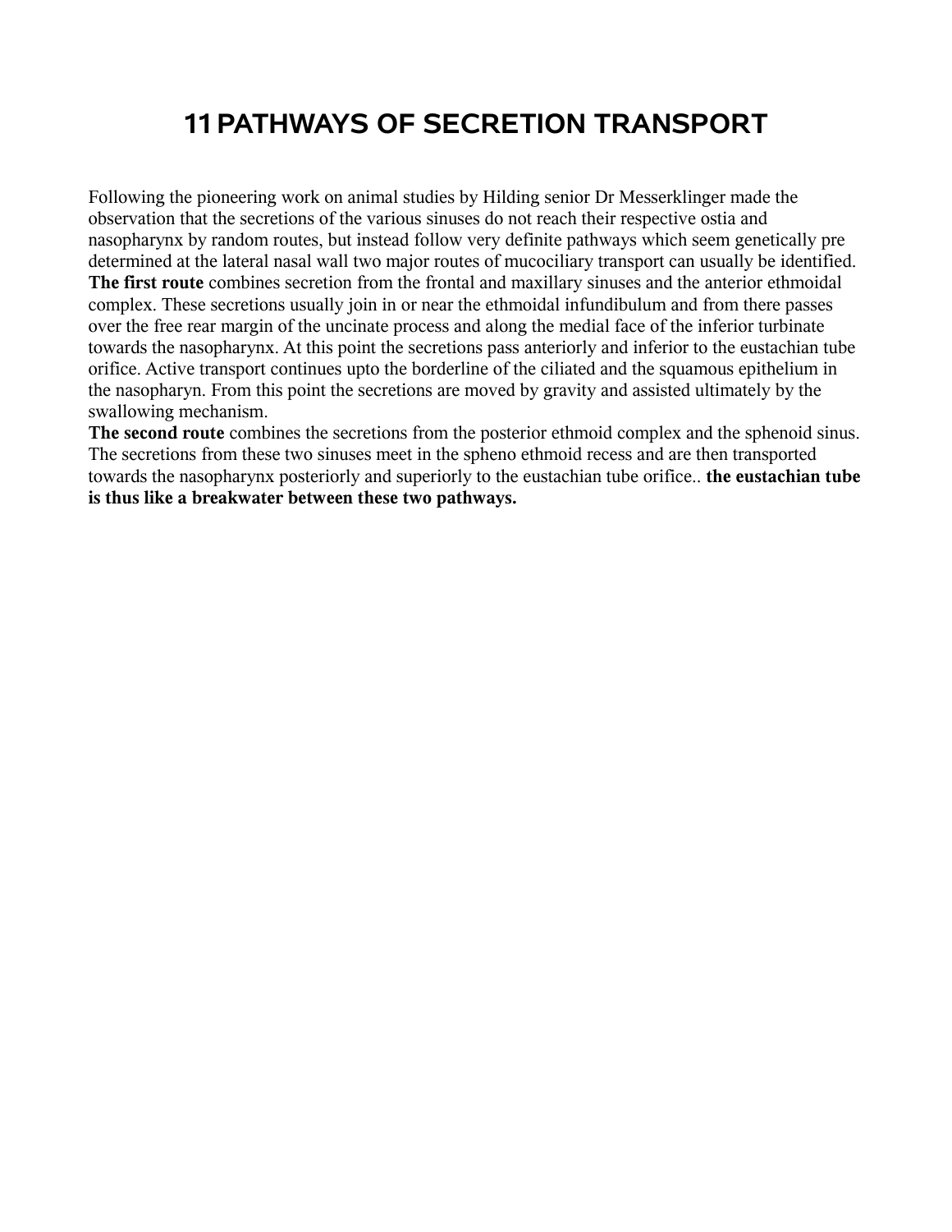# 11 PATHWAYS OF SECRETION TRANSPORT

Following the pioneering work on animal studies by Hilding senior Dr Messerklinger made the observation that the secretions of the various sinuses do not reach their respective ostia and nasopharynx by random routes, but instead follow very definite pathways which seem genetically pre determined at the lateral nasal wall two major routes of mucociliary transport can usually be identified.
**The first route** combines secretion from the frontal and maxillary sinuses and the anterior ethmoidal complex. These secretions usually join in or near the ethmoidal infundibulum and from there passes over the free rear margin of the uncinate process and along the medial face of the inferior turbinate towards the nasopharynx. At this point the secretions pass anteriorly and inferior to the eustachian tube orifice. Active transport continues upto the borderline of the ciliated and the squamous epithelium in the nasopharyn. From this point the secretions are moved by gravity and assisted ultimately by the swallowing mechanism.
**The second route** combines the secretions from the posterior ethmoid complex and the sphenoid sinus. The secretions from these two sinuses meet in the spheno ethmoid recess and are then transported towards the nasopharynx posteriorly and superiorly to the eustachian tube orifice.. **the eustachian tube is thus like a breakwater between these two pathways.**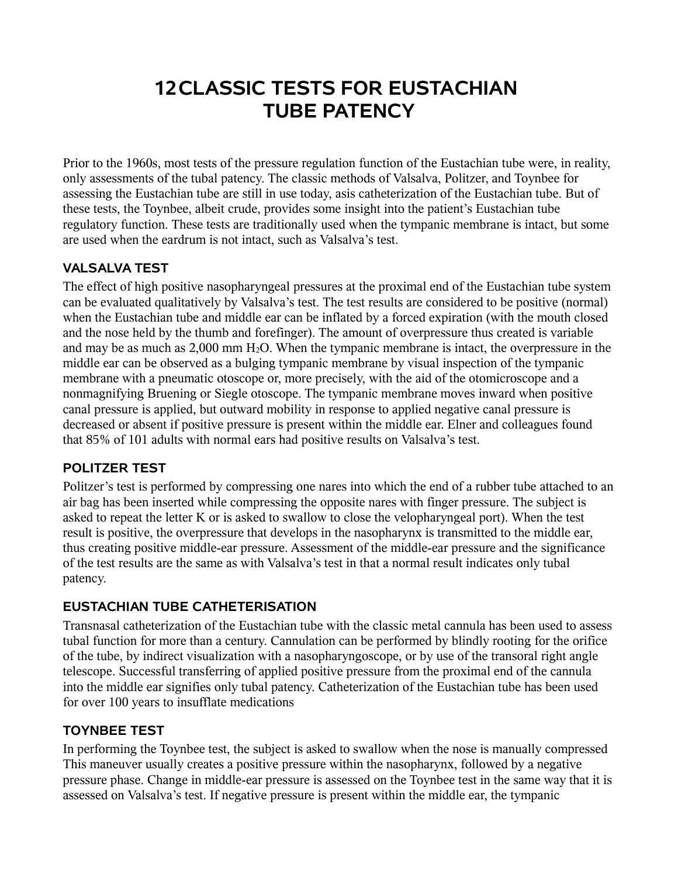# 12 CLASSIC TESTS FOR EUSTACHIAN TUBE PATENCY

Prior to the 1960s, most tests of the pressure regulation function of the Eustachian tube were, in reality, only assessments of the tubal patency. The classic methods of Valsalva, Politzer, and Toynbee for assessing the Eustachian tube are still in use today, asis catheterization of the Eustachian tube. But of these tests, the Toynbee, albeit crude, provides some insight into the patient's Eustachian tube regulatory function. These tests are traditionally used when the tympanic membrane is intact, but some are used when the eardrum is not intact, such as Valsalva's test.

## VALSALVA TEST

The effect of high positive nasopharyngeal pressures at the proximal end of the Eustachian tube system can be evaluated qualitatively by Valsalva's test. The test results are considered to be positive (normal) when the Eustachian tube and middle ear can be inflated by a forced expiration (with the mouth closed and the nose held by the thumb and forefinger). The amount of overpressure thus created is variable and may be as much as 2,000 mm $H_2O$. When the tympanic membrane is intact, the overpressure in the middle ear can be observed as a bulging tympanic membrane by visual inspection of the tympanic membrane with a pneumatic otoscope or, more precisely, with the aid of the otomicroscope and a nonmagnifying Bruening or Siegle otoscope. The tympanic membrane moves inward when positive canal pressure is applied, but outward mobility in response to applied negative canal pressure is decreased or absent if positive pressure is present within the middle ear. Elner and colleagues found that 85% of 101 adults with normal ears had positive results on Valsalva's test.

## POLITZER TEST

Politzer's test is performed by compressing one nares into which the end of a rubber tube attached to an air bag has been inserted while compressing the opposite nares with finger pressure. The subject is asked to repeat the letter K or is asked to swallow to close the velopharyngeal port). When the test result is positive, the overpressure that develops in the nasopharynx is transmitted to the middle ear, thus creating positive middle-ear pressure. Assessment of the middle-ear pressure and the significance of the test results are the same as with Valsalva's test in that a normal result indicates only tubal patency.

## EUSTACHIAN TUBE CATHETERISATION

Transnasal catheterization of the Eustachian tube with the classic metal cannula has been used to assess tubal function for more than a century. Cannulation can be performed by blindly rooting for the orifice of the tube, by indirect visualization with a nasopharyngoscope, or by use of the transoral right angle telescope. Successful transferring of applied positive pressure from the proximal end of the cannula into the middle ear signifies only tubal patency. Catheterization of the Eustachian tube has been used for over 100 years to insufflate medications

## TOYNBEE TEST

In performing the Toynbee test, the subject is asked to swallow when the nose is manually compressed This maneuver usually creates a positive pressure within the nasopharynx, followed by a negative pressure phase. Change in middle-ear pressure is assessed on the Toynbee test in the same way that it is assessed on Valsalva's test. If negative pressure is present within the middle ear, the tympanic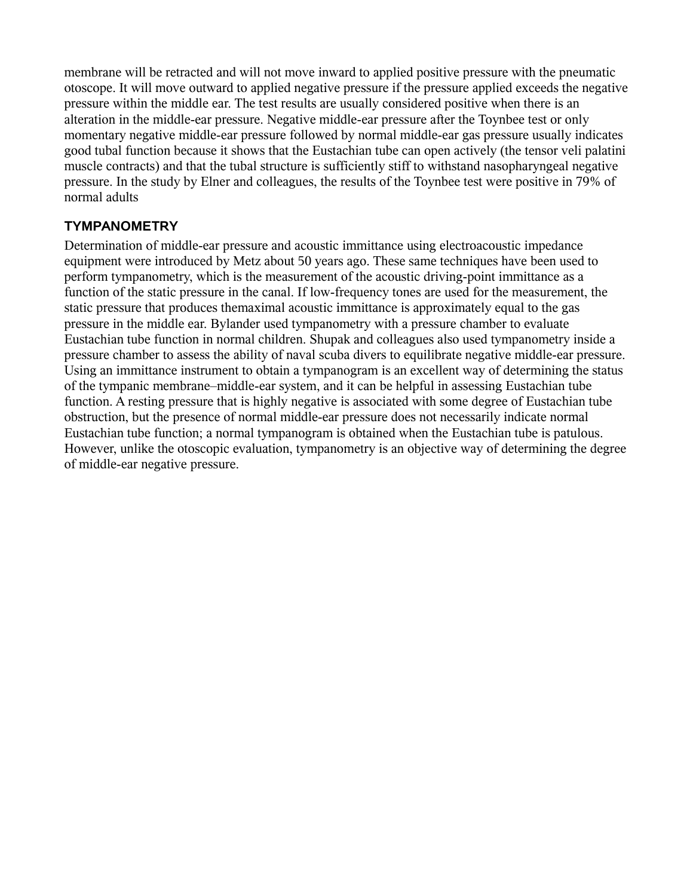membrane will be retracted and will not move inward to applied positive pressure with the pneumatic otoscope. It will move outward to applied negative pressure if the pressure applied exceeds the negative pressure within the middle ear. The test results are usually considered positive when there is an alteration in the middle-ear pressure. Negative middle-ear pressure after the Toynbee test or only momentary negative middle-ear pressure followed by normal middle-ear gas pressure usually indicates good tubal function because it shows that the Eustachian tube can open actively (the tensor veli palatini muscle contracts) and that the tubal structure is sufficiently stiff to withstand nasopharyngeal negative pressure. In the study by Elner and colleagues, the results of the Toynbee test were positive in 79% of normal adults

## TYMPANOMETRY

Determination of middle-ear pressure and acoustic immittance using electroacoustic impedance equipment were introduced by Metz about 50 years ago. These same techniques have been used to perform tympanometry, which is the measurement of the acoustic driving-point immittance as a function of the static pressure in the canal. If low-frequency tones are used for the measurement, the static pressure that produces themaximal acoustic immittance is approximately equal to the gas pressure in the middle ear. Bylander used tympanometry with a pressure chamber to evaluate Eustachian tube function in normal children. Shupak and colleagues also used tympanometry inside a pressure chamber to assess the ability of naval scuba divers to equilibrate negative middle-ear pressure. Using an immittance instrument to obtain a tympanogram is an excellent way of determining the status of the tympanic membrane–middle-ear system, and it can be helpful in assessing Eustachian tube function. A resting pressure that is highly negative is associated with some degree of Eustachian tube obstruction, but the presence of normal middle-ear pressure does not necessarily indicate normal Eustachian tube function; a normal tympanogram is obtained when the Eustachian tube is patulous. However, unlike the otoscopic evaluation, tympanometry is an objective way of determining the degree of middle-ear negative pressure.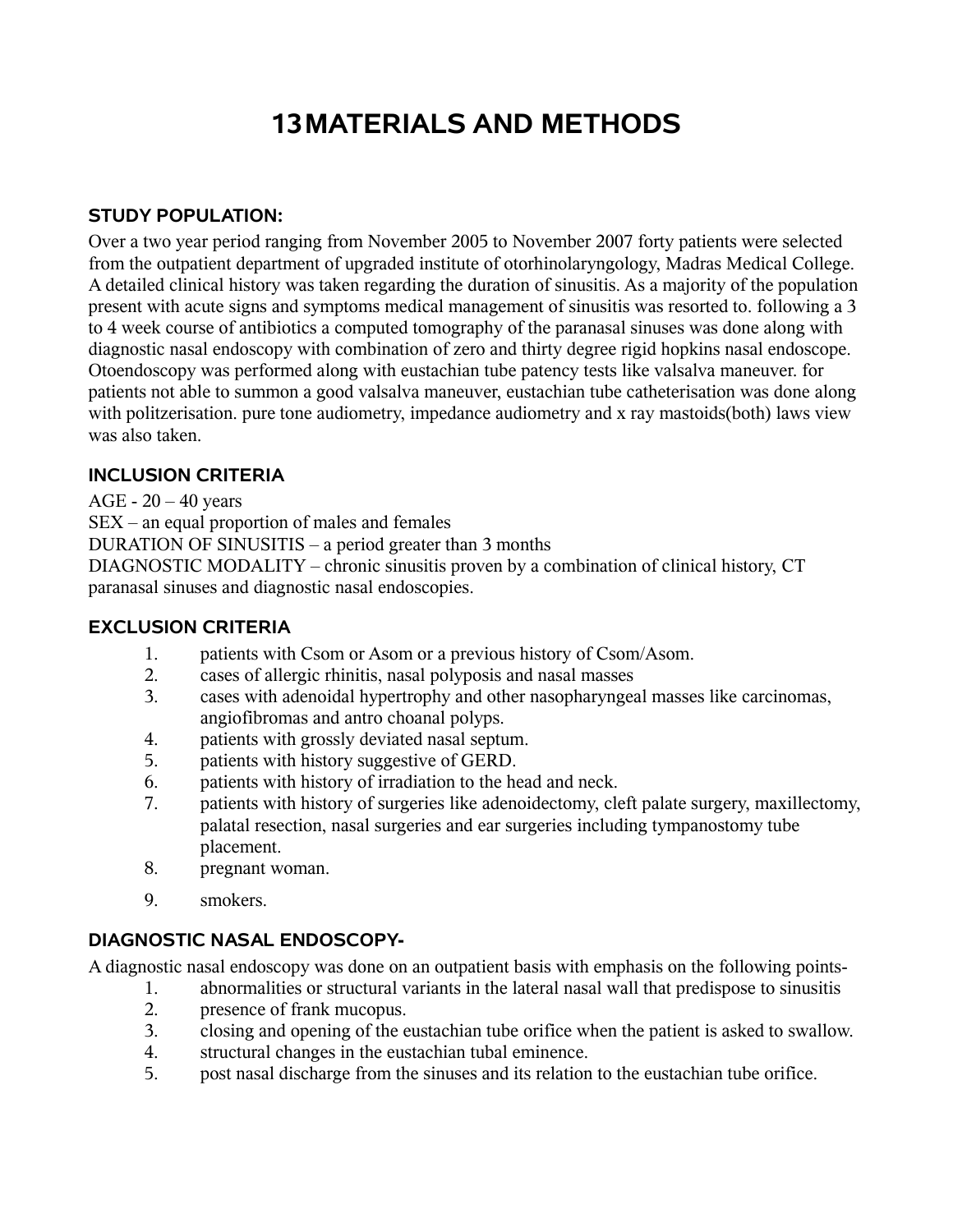# 13MATERIALS AND METHODS

## STUDY POPULATION:

Over a two year period ranging from November 2005 to November 2007 forty patients were selected from the outpatient department of upgraded institute of otorhinolaryngology, Madras Medical College. A detailed clinical history was taken regarding the duration of sinusitis. As a majority of the population present with acute signs and symptoms medical management of sinusitis was resorted to. following a 3 to 4 week course of antibiotics a computed tomography of the paranasal sinuses was done along with diagnostic nasal endoscopy with combination of zero and thirty degree rigid hopkins nasal endoscope. Otoendoscopy was performed along with eustachian tube patency tests like valsalva maneuver. for patients not able to summon a good valsalva maneuver, eustachian tube catheterisation was done along with politzerisation. pure tone audiometry, impedance audiometry and x ray mastoids(both) laws view was also taken.

## INCLUSION CRITERIA

AGE - 20 – 40 years

SEX – an equal proportion of males and females

DURATION OF SINUSITIS – a period greater than 3 months

DIAGNOSTIC MODALITY – chronic sinusitis proven by a combination of clinical history, CT paranasal sinuses and diagnostic nasal endoscopies.

## EXCLUSION CRITERIA

1. patients with Csom or Asom or a previous history of Csom/Asom.
2. cases of allergic rhinitis, nasal polyposis and nasal masses
3. cases with adenoidal hypertrophy and other nasopharyngeal masses like carcinomas, angiofibromas and antro choanal polyps.
4. patients with grossly deviated nasal septum.
5. patients with history suggestive of GERD.
6. patients with history of irradiation to the head and neck.
7. patients with history of surgeries like adenoidectomy, cleft palate surgery, maxillectomy, palatal resection, nasal surgeries and ear surgeries including tympanostomy tube placement.
8. pregnant woman.
9. smokers.

## DIAGNOSTIC NASAL ENDOSCOPY-

A diagnostic nasal endoscopy was done on an outpatient basis with emphasis on the following points-

1. abnormalities or structural variants in the lateral nasal wall that predispose to sinusitis
2. presence of frank mucopus.
3. closing and opening of the eustachian tube orifice when the patient is asked to swallow.
4. structural changes in the eustachian tubal eminence.
5. post nasal discharge from the sinuses and its relation to the eustachian tube orifice.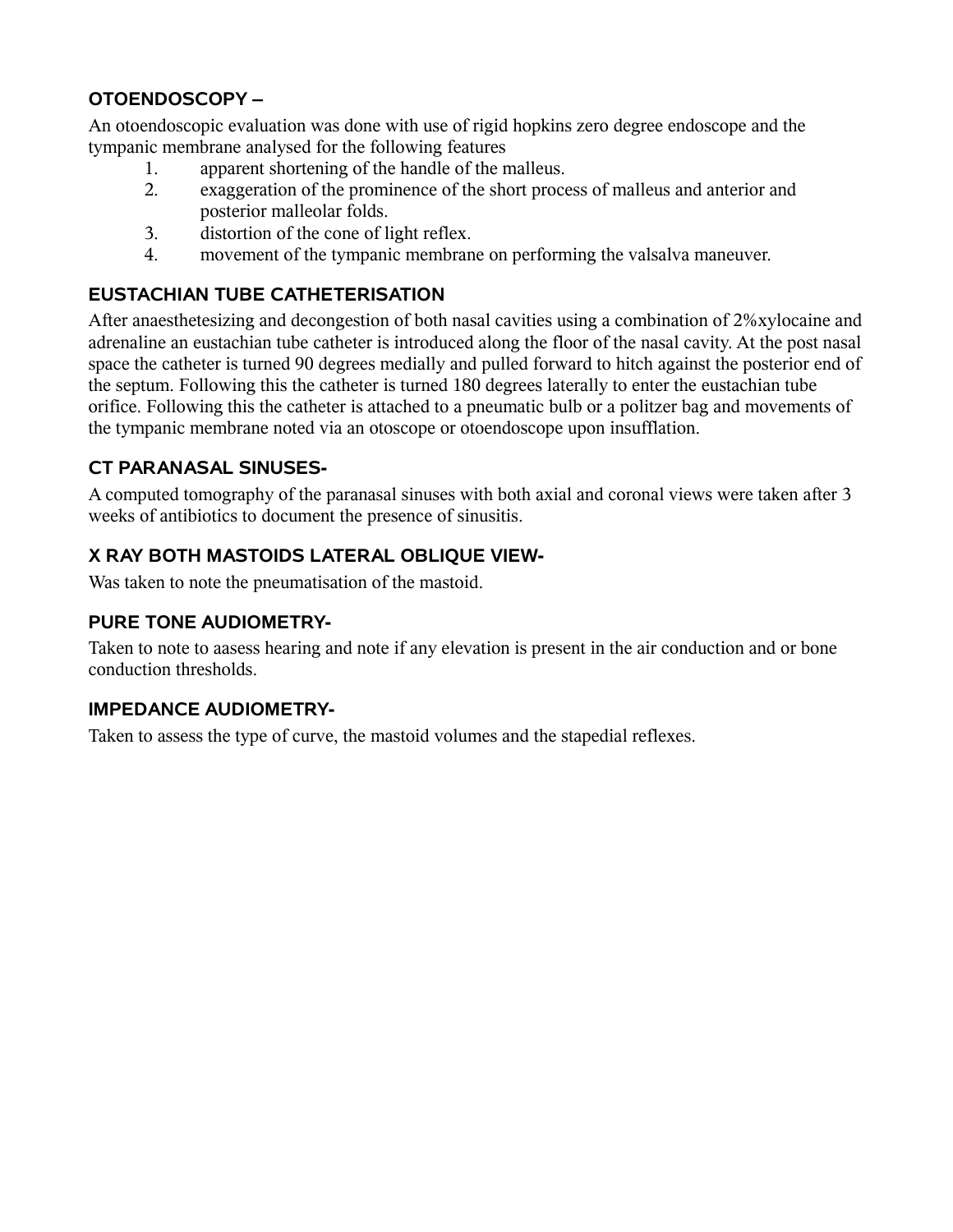### OTOENDOSCOPY –

An otoendoscopic evaluation was done with use of rigid hopkins zero degree endoscope and the tympanic membrane analysed for the following features

1. apparent shortening of the handle of the malleus.
2. exaggeration of the prominence of the short process of malleus and anterior and posterior malleolar folds.
3. distortion of the cone of light reflex.
4. movement of the tympanic membrane on performing the valsalva maneuver.

### EUSTACHIAN TUBE CATHETERISATION

After anaesthetesizing and decongestion of both nasal cavities using a combination of 2%xylocaine and adrenaline an eustachian tube catheter is introduced along the floor of the nasal cavity. At the post nasal space the catheter is turned 90 degrees medially and pulled forward to hitch against the posterior end of the septum. Following this the catheter is turned 180 degrees laterally to enter the eustachian tube orifice. Following this the catheter is attached to a pneumatic bulb or a politzer bag and movements of the tympanic membrane noted via an otoscope or otoendoscope upon insufflation.

### CT PARANASAL SINUSES-

A computed tomography of the paranasal sinuses with both axial and coronal views were taken after 3 weeks of antibiotics to document the presence of sinusitis.

### X RAY BOTH MASTOIDS LATERAL OBLIQUE VIEW-

Was taken to note the pneumatisation of the mastoid.

### PURE TONE AUDIOMETRY-

Taken to note to aasess hearing and note if any elevation is present in the air conduction and or bone conduction thresholds.

### IMPEDANCE AUDIOMETRY-

Taken to assess the type of curve, the mastoid volumes and the stapedial reflexes.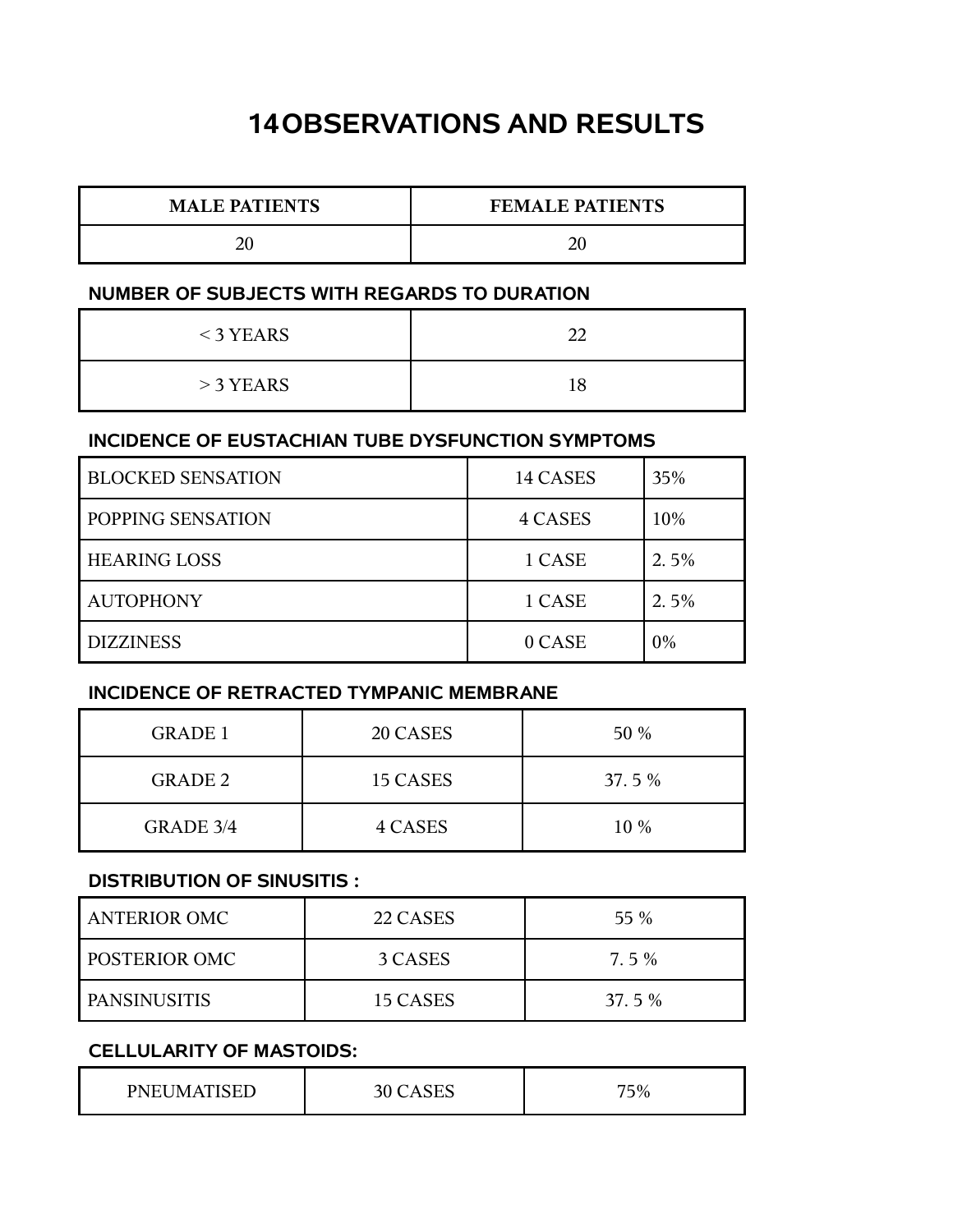# 14OBSERVATIONS AND RESULTS

| MALE PATIENTS | FEMALE PATIENTS |
|---|---|
| 20 | 20 |

### NUMBER OF SUBJECTS WITH REGARDS TO DURATION

| | |
|---|---|
| < 3 YEARS | 22 |
| > 3 YEARS | 18 |

### INCIDENCE OF EUSTACHIAN TUBE DYSFUNCTION SYMPTOMS

| | | |
|---|---|---|
| BLOCKED SENSATION | 14 CASES | 35% |
| POPPING SENSATION | 4 CASES | 10% |
| HEARING LOSS | 1 CASE | 2. 5% |
| AUTOPHONY | 1 CASE | 2. 5% |
| DIZZINESS | 0 CASE | 0% |

### INCIDENCE OF RETRACTED TYMPANIC MEMBRANE

| | | |
|---|---|---|
| GRADE 1 | 20 CASES | 50 % |
| GRADE 2 | 15 CASES | 37. 5 % |
| GRADE 3/4 | 4 CASES | 10 % |

### DISTRIBUTION OF SINUSITIS :

| | | |
|---|---|---|
| ANTERIOR OMC | 22 CASES | 55 % |
| POSTERIOR OMC | 3 CASES | 7. 5 % |
| PANSINUSITIS | 15 CASES | 37. 5 % |

### CELLULARITY OF MASTOIDS:

| | | |
|---|---|---|
| PNEUMATISED | 30 CASES | 75% |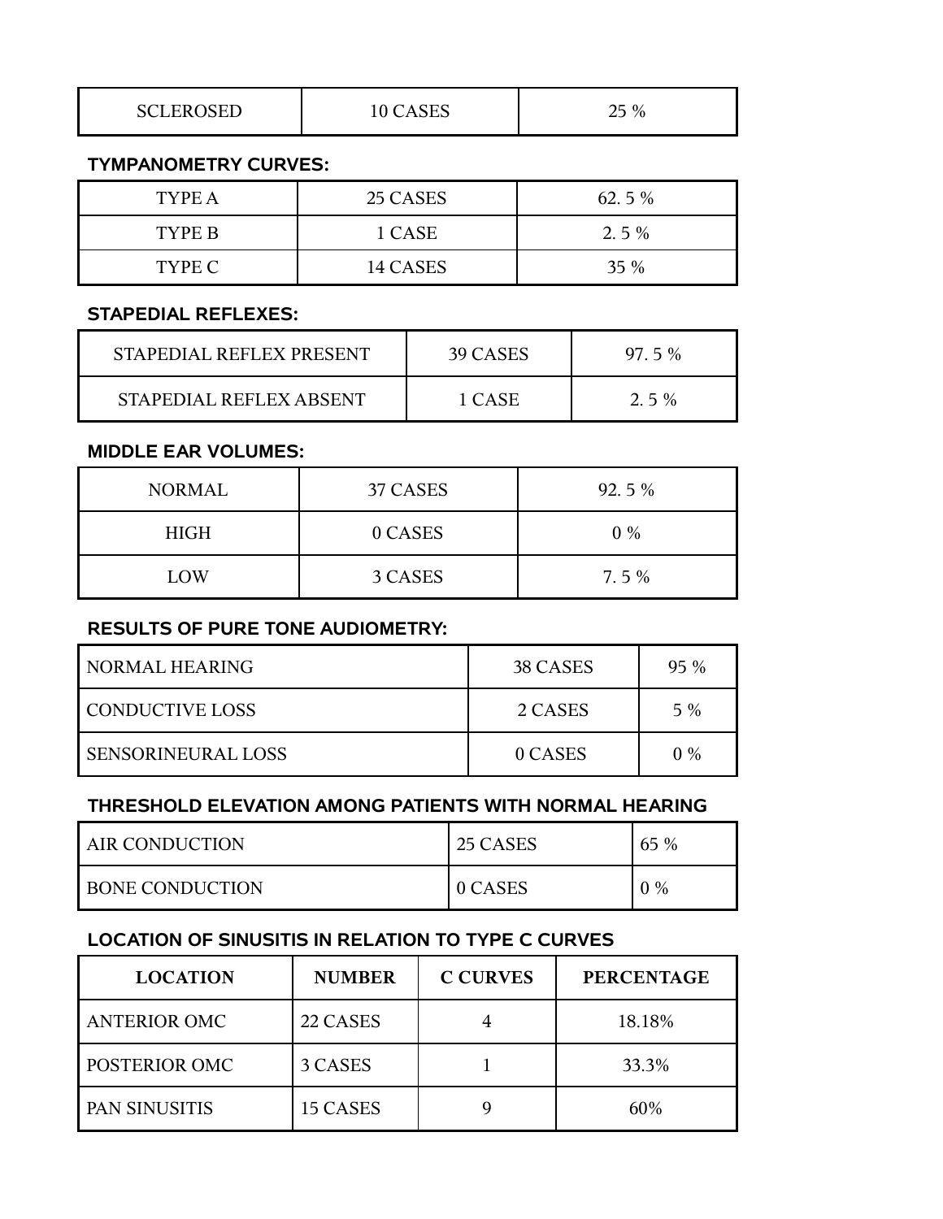| SCLEROSED | 10 CASES | 25 % |
|---|---|---|

**TYMPANOMETRY CURVES:**

| TYPE A | 25 CASES | 62. 5 % |
|---|---|---|
| TYPE B | 1 CASE | 2. 5 % |
| TYPE C | 14 CASES | 35 % |

**STAPEDIAL REFLEXES:**

| STAPEDIAL REFLEX PRESENT | 39 CASES | 97. 5 % |
|---|---|---|
| STAPEDIAL REFLEX ABSENT | 1 CASE | 2. 5 % |

**MIDDLE EAR VOLUMES:**

| NORMAL | 37 CASES | 92. 5 % |
|---|---|---|
| HIGH | 0 CASES | 0 % |
| LOW | 3 CASES | 7. 5 % |

**RESULTS OF PURE TONE AUDIOMETRY:**

| NORMAL HEARING | 38 CASES | 95 % |
|---|---|---|
| CONDUCTIVE LOSS | 2 CASES | 5 % |
| SENSORINEURAL LOSS | 0 CASES | 0 % |

**THRESHOLD ELEVATION AMONG PATIENTS WITH NORMAL HEARING**

| AIR CONDUCTION | 25 CASES | 65 % |
|---|---|---|
| BONE CONDUCTION | 0 CASES | 0 % |

**LOCATION OF SINUSITIS IN RELATION TO TYPE C CURVES**

| LOCATION | NUMBER | C CURVES | PERCENTAGE |
|---|---|---|---|
| ANTERIOR OMC | 22 CASES | 4 | 18.18% |
| POSTERIOR OMC | 3 CASES | 1 | 33.3% |
| PAN SINUSITIS | 15 CASES | 9 | 60% |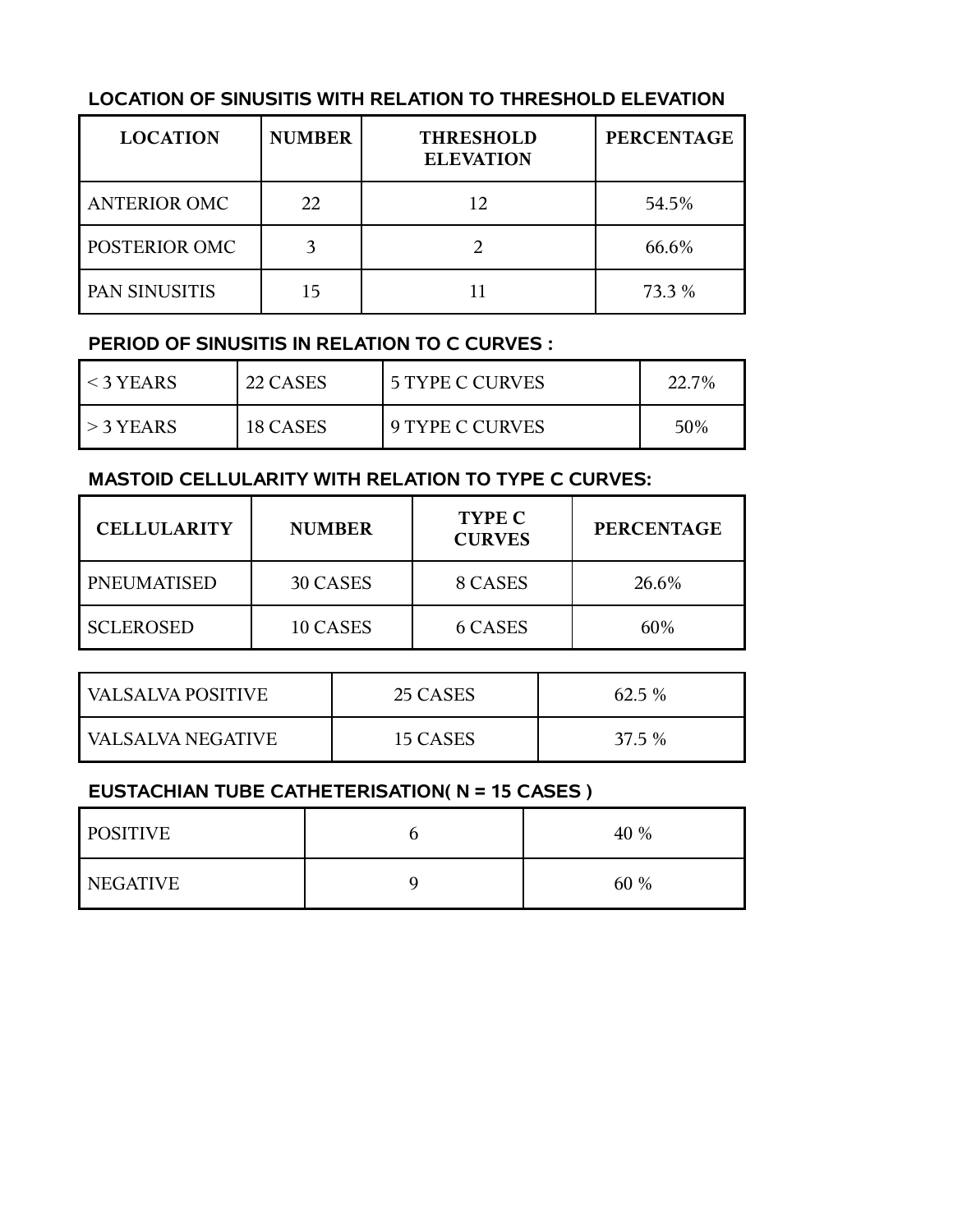## LOCATION OF SINUSITIS WITH RELATION TO THRESHOLD ELEVATION

| LOCATION | NUMBER | THRESHOLD ELEVATION | PERCENTAGE |
|---|---|---|---|
| ANTERIOR OMC | 22 | 12 | 54.5% |
| POSTERIOR OMC | 3 | 2 | 66.6% |
| PAN SINUSITIS | 15 | 11 | 73.3 % |

## PERIOD OF SINUSITIS IN RELATION TO C CURVES :

| | | | |
|---|---|---|---|
| < 3 YEARS | 22 CASES | 5 TYPE C CURVES | 22.7% |
| > 3 YEARS | 18 CASES | 9 TYPE C CURVES | 50% |

## MASTOID CELLULARITY WITH RELATION TO TYPE C CURVES:

| CELLULARITY | NUMBER | TYPE C CURVES | PERCENTAGE |
|---|---|---|---|
| PNEUMATISED | 30 CASES | 8 CASES | 26.6% |
| SCLEROSED | 10 CASES | 6 CASES | 60% |

| | | |
|---|---|---|
| VALSALVA POSITIVE | 25 CASES | 62.5 % |
| VALSALVA NEGATIVE | 15 CASES | 37.5 % |

## EUSTACHIAN TUBE CATHETERISATION( N = 15 CASES )

| | | |
|---|---|---|
| POSITIVE | 6 | 40 % |
| NEGATIVE | 9 | 60 % |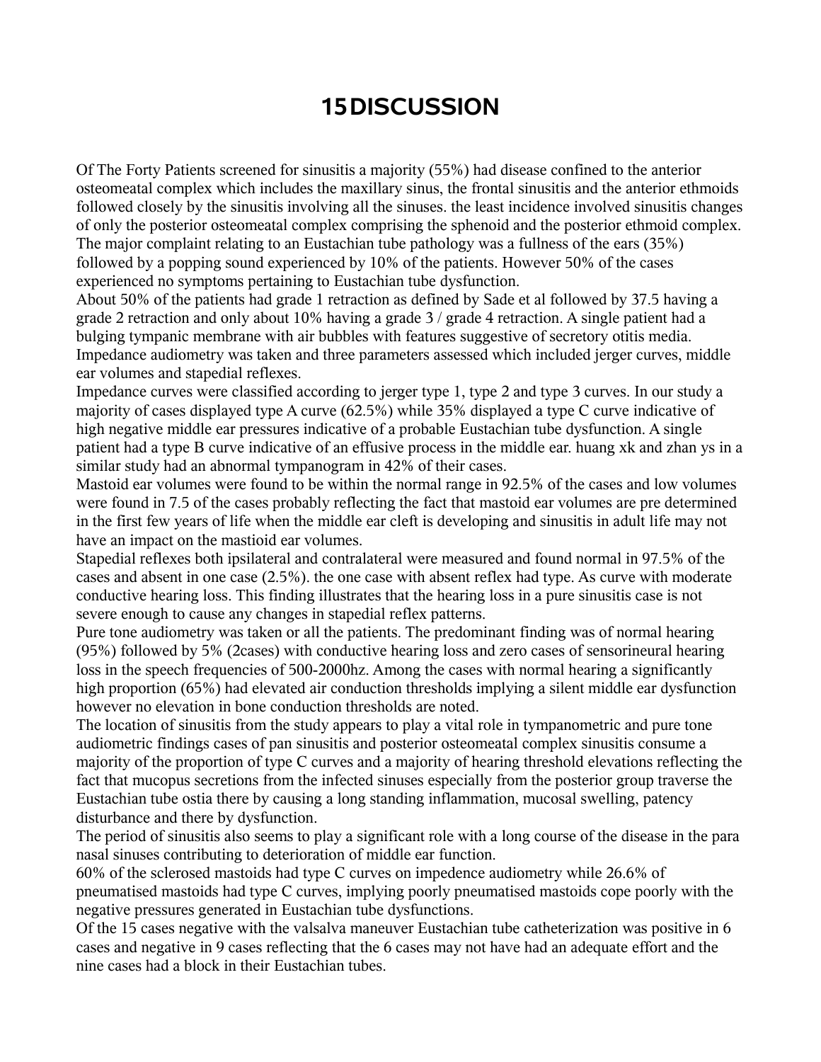# 15 DISCUSSION

Of The Forty Patients screened for sinusitis a majority (55%) had disease confined to the anterior osteomeatal complex which includes the maxillary sinus, the frontal sinusitis and the anterior ethmoids followed closely by the sinusitis involving all the sinuses. the least incidence involved sinusitis changes of only the posterior osteomeatal complex comprising the sphenoid and the posterior ethmoid complex. The major complaint relating to an Eustachian tube pathology was a fullness of the ears (35%) followed by a popping sound experienced by 10% of the patients. However 50% of the cases experienced no symptoms pertaining to Eustachian tube dysfunction.

About 50% of the patients had grade 1 retraction as defined by Sade et al followed by 37.5 having a grade 2 retraction and only about 10% having a grade 3 / grade 4 retraction. A single patient had a bulging tympanic membrane with air bubbles with features suggestive of secretory otitis media.

Impedance audiometry was taken and three parameters assessed which included jerger curves, middle ear volumes and stapedial reflexes.

Impedance curves were classified according to jerger type 1, type 2 and type 3 curves. In our study a majority of cases displayed type A curve (62.5%) while 35% displayed a type C curve indicative of high negative middle ear pressures indicative of a probable Eustachian tube dysfunction. A single patient had a type B curve indicative of an effusive process in the middle ear. huang xk and zhan ys in a similar study had an abnormal tympanogram in 42% of their cases.

Mastoid ear volumes were found to be within the normal range in 92.5% of the cases and low volumes were found in 7.5 of the cases probably reflecting the fact that mastoid ear volumes are pre determined in the first few years of life when the middle ear cleft is developing and sinusitis in adult life may not have an impact on the mastioid ear volumes.

Stapedial reflexes both ipsilateral and contralateral were measured and found normal in 97.5% of the cases and absent in one case (2.5%). the one case with absent reflex had type. As curve with moderate conductive hearing loss. This finding illustrates that the hearing loss in a pure sinusitis case is not severe enough to cause any changes in stapedial reflex patterns.

Pure tone audiometry was taken or all the patients. The predominant finding was of normal hearing (95%) followed by 5% (2cases) with conductive hearing loss and zero cases of sensorineural hearing loss in the speech frequencies of 500-2000hz. Among the cases with normal hearing a significantly high proportion (65%) had elevated air conduction thresholds implying a silent middle ear dysfunction however no elevation in bone conduction thresholds are noted.

The location of sinusitis from the study appears to play a vital role in tympanometric and pure tone audiometric findings cases of pan sinusitis and posterior osteomeatal complex sinusitis consume a majority of the proportion of type C curves and a majority of hearing threshold elevations reflecting the fact that mucopus secretions from the infected sinuses especially from the posterior group traverse the Eustachian tube ostia there by causing a long standing inflammation, mucosal swelling, patency disturbance and there by dysfunction.

The period of sinusitis also seems to play a significant role with a long course of the disease in the para nasal sinuses contributing to deterioration of middle ear function.

60% of the sclerosed mastoids had type C curves on impedence audiometry while 26.6% of pneumatised mastoids had type C curves, implying poorly pneumatised mastoids cope poorly with the negative pressures generated in Eustachian tube dysfunctions.

Of the 15 cases negative with the valsalva maneuver Eustachian tube catheterization was positive in 6 cases and negative in 9 cases reflecting that the 6 cases may not have had an adequate effort and the nine cases had a block in their Eustachian tubes.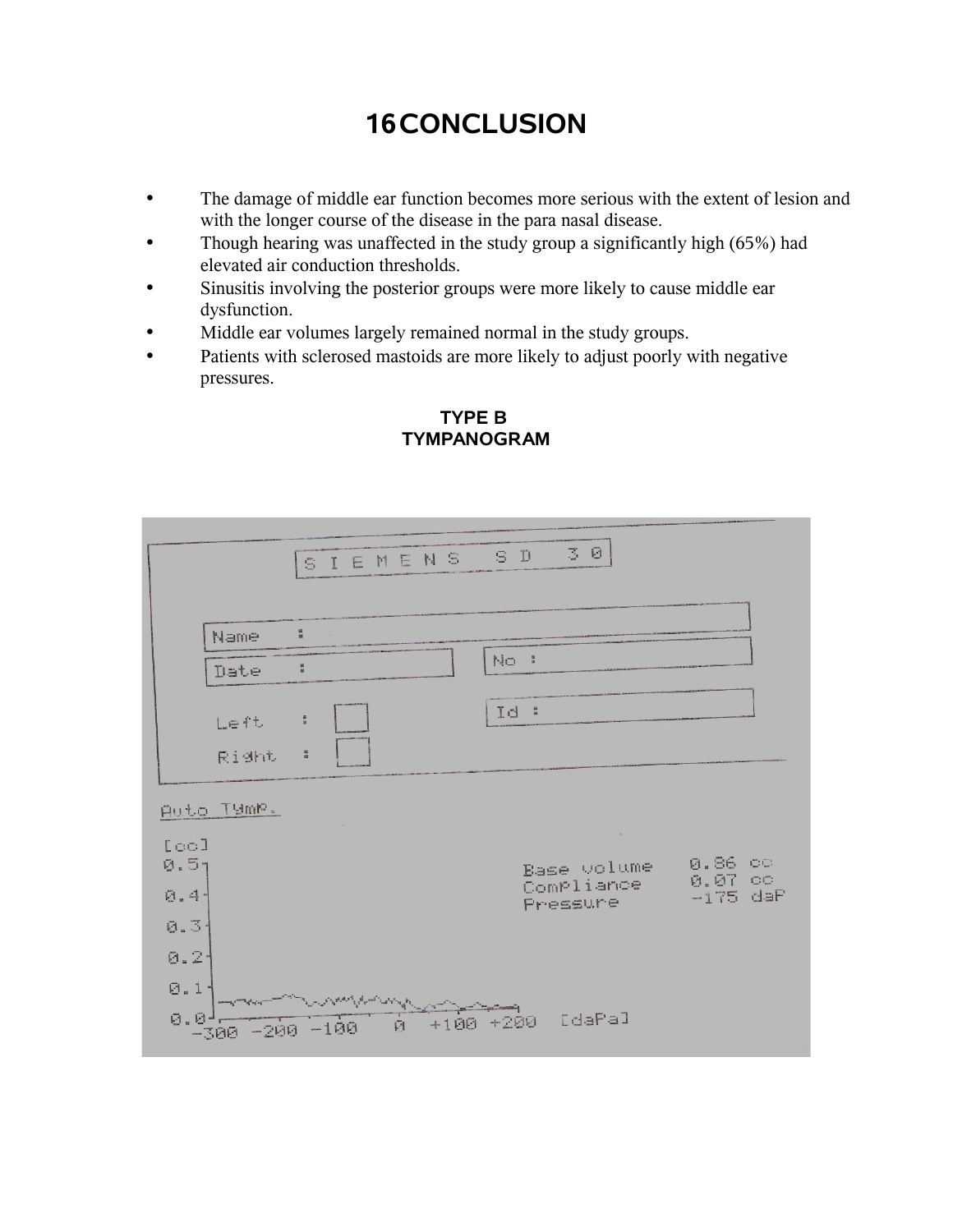# 16 CONCLUSION

- The damage of middle ear function becomes more serious with the extent of lesion and with the longer course of the disease in the para nasal disease.
- Though hearing was unaffected in the study group a significantly high (65%) had elevated air conduction thresholds.
- Sinusitis involving the posterior groups were more likely to cause middle ear dysfunction.
- Middle ear volumes largely remained normal in the study groups.
- Patients with sclerosed mastoids are more likely to adjust poorly with negative pressures.

**TYPE B TYMPANOGRAM**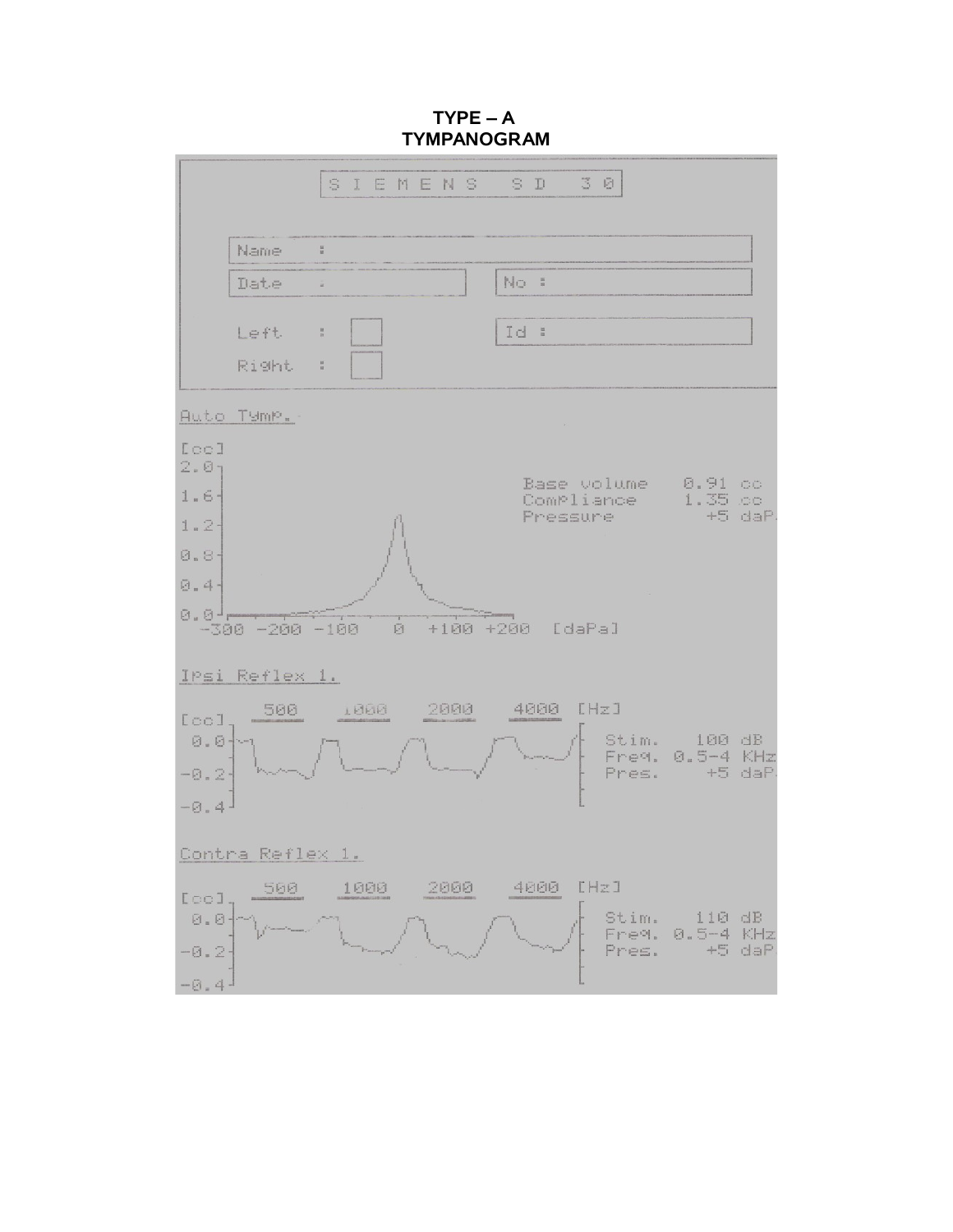**TYPE – A**
**TYMPANOGRAM**

SIEMENS SD 30

Name :

Date :

No :

Left :

Id :

Right :

Auto Tymp.

[cc]

2.0
1.6
1.2
0.8
0.4
0.0

-300 -200 -100 0 +100 +200 [daPa]

Base volume 0.91 cc
Compliance 1.35 cc
Pressure +5 daPa

Ipsi Reflex 1.

500 1000 2000 4000 [Hz]

[cc]

0.0
-0.2
-0.4

Stim. 100 dB
Freq. 0.5-4 KHz
Pres. +5 daPa

Contra Reflex 1.

500 1000 2000 4000 [Hz]

[cc]

0.0
-0.2
-0.4

Stim. 110 dB
Freq. 0.5-4 KHz
Pres. +5 daPa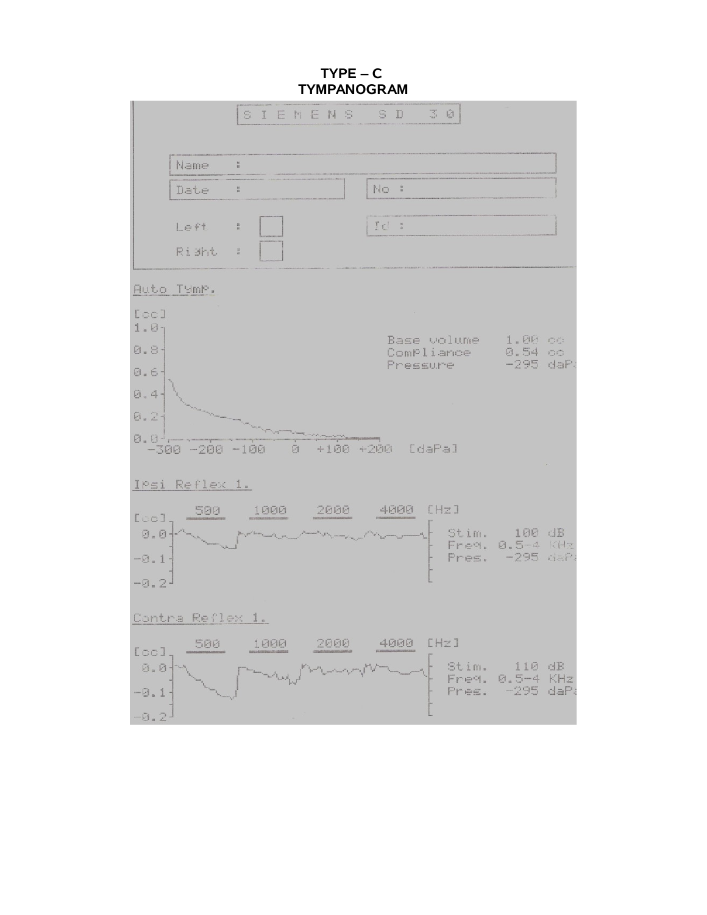**TYPE – C TYMPANOGRAM**

SIEMENS SD 30

Name :

Date :

No :

Left :

Right :

Id :

Auto Tymp.

[cc]

1.0

0.8

0.6

0.4

0.2

0.0

-300 -200 -100 0 +100 +200 [daPa]

Base volume 1.00 cc

Compliance 0.54 cc

Pressure -295 daPa

Ipsi Reflex 1.

[cc] 500 1000 2000 4000 [Hz]

0.0

-0.1

-0.2

Stim. 100 dB

Freq. 0.5-4 KHz

Pres. -295 daPa

Contra Reflex 1.

[cc] 500 1000 2000 4000 [Hz]

0.0

-0.1

-0.2

Stim. 110 dB

Freq. 0.5-4 KHz

Pres. -295 daPa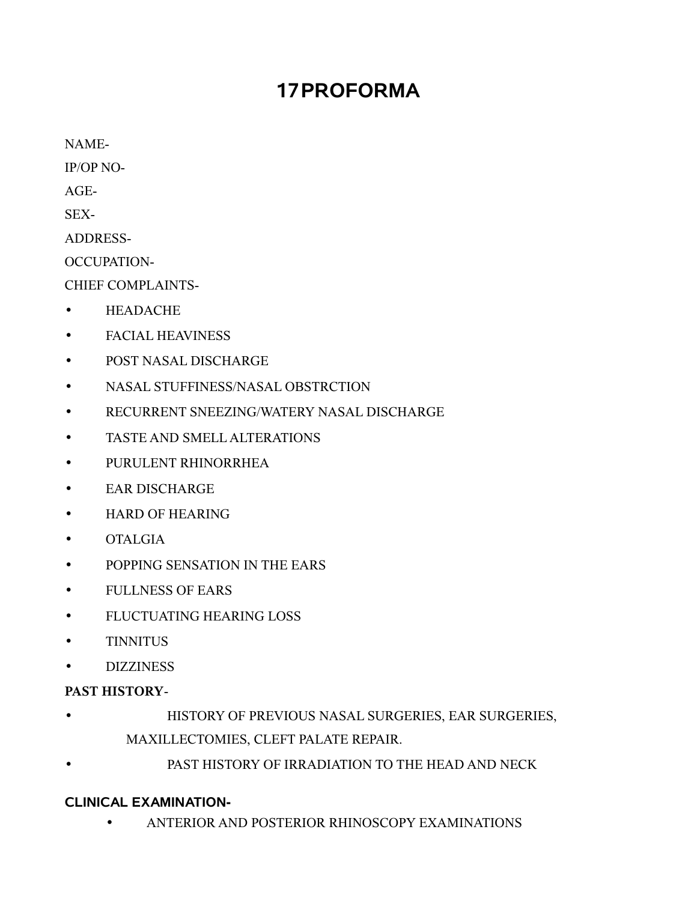# 17PROFORMA

NAME-

IP/OP NO-

AGE-

SEX-

ADDRESS-

OCCUPATION-

CHIEF COMPLAINTS-

- HEADACHE
- FACIAL HEAVINESS
- POST NASAL DISCHARGE
- NASAL STUFFINESS/NASAL OBSTRCTION
- RECURRENT SNEEZING/WATERY NASAL DISCHARGE
- TASTE AND SMELL ALTERATIONS
- PURULENT RHINORRHEA
- EAR DISCHARGE
- HARD OF HEARING
- OTALGIA
- POPPING SENSATION IN THE EARS
- FULLNESS OF EARS
- FLUCTUATING HEARING LOSS
- TINNITUS
- DIZZINESS

**PAST HISTORY**-

- HISTORY OF PREVIOUS NASAL SURGERIES, EAR SURGERIES, MAXILLECTOMIES, CLEFT PALATE REPAIR.
- PAST HISTORY OF IRRADIATION TO THE HEAD AND NECK

**CLINICAL EXAMINATION-**

- ANTERIOR AND POSTERIOR RHINOSCOPY EXAMINATIONS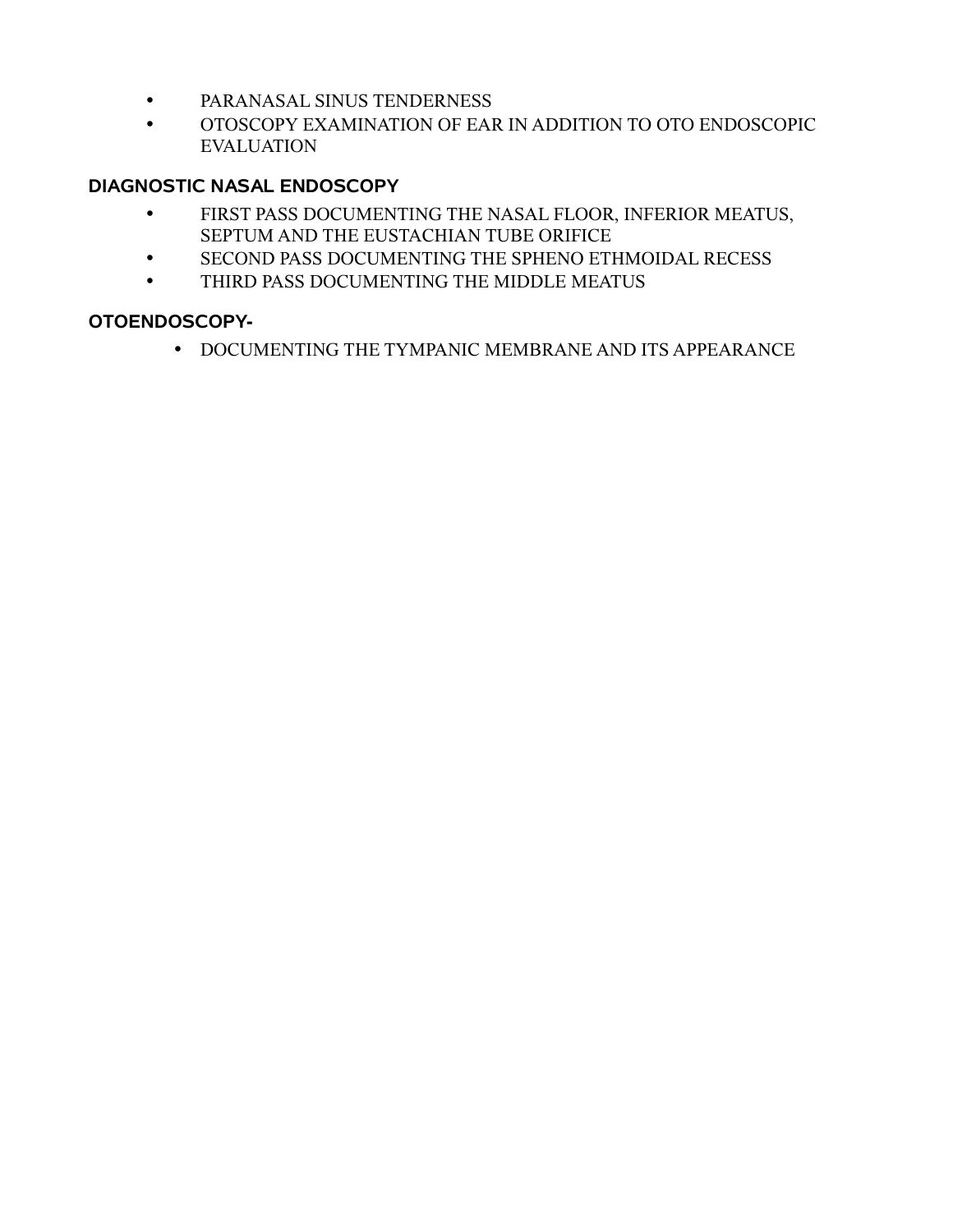- PARANASAL SINUS TENDERNESS
- OTOSCOPY EXAMINATION OF EAR IN ADDITION TO OTO ENDOSCOPIC EVALUATION

### DIAGNOSTIC NASAL ENDOSCOPY

- FIRST PASS DOCUMENTING THE NASAL FLOOR, INFERIOR MEATUS, SEPTUM AND THE EUSTACHIAN TUBE ORIFICE
- SECOND PASS DOCUMENTING THE SPHENO ETHMOIDAL RECESS
- THIRD PASS DOCUMENTING THE MIDDLE MEATUS

### OTOENDOSCOPY-

- DOCUMENTING THE TYMPANIC MEMBRANE AND ITS APPEARANCE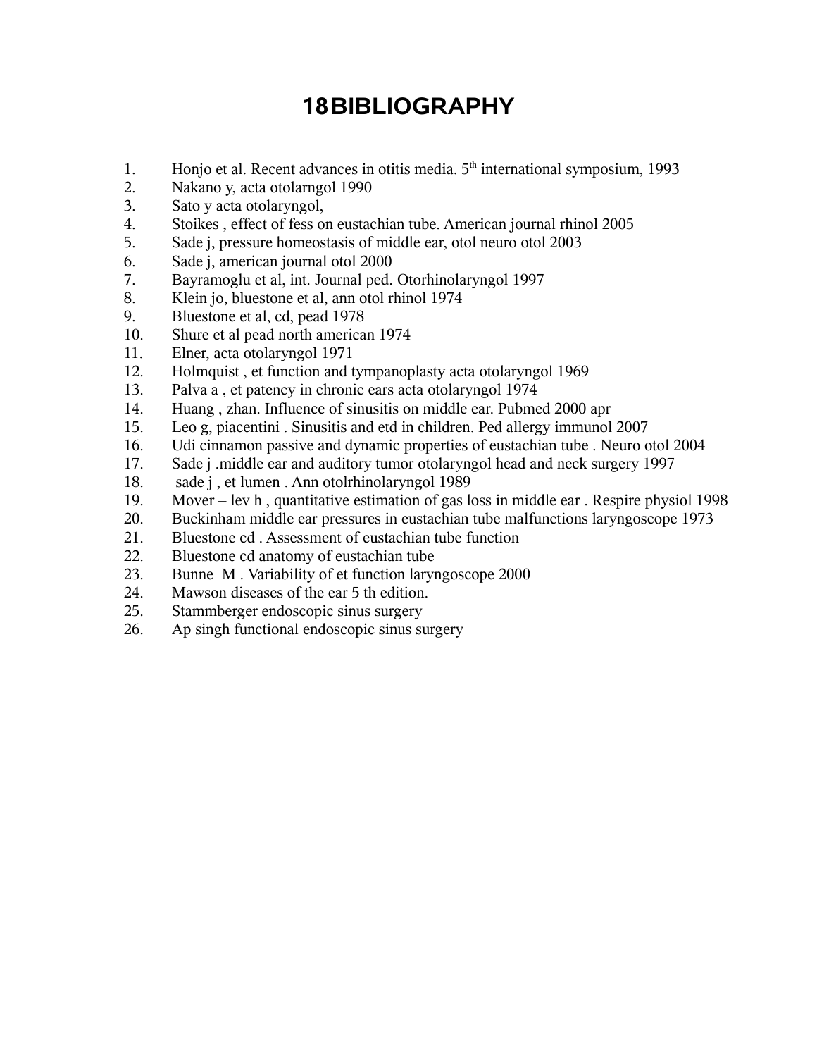# 18 BIBLIOGRAPHY

1. Honjo et al. Recent advances in otitis media. 5th international symposium, 1993
2. Nakano y, acta otolarngol 1990
3. Sato y acta otolaryngol,
4. Stoikes , effect of fess on eustachian tube. American journal rhinol 2005
5. Sade j, pressure homeostasis of middle ear, otol neuro otol 2003
6. Sade j, american journal otol 2000
7. Bayramoglu et al, int. Journal ped. Otorhinolaryngol 1997
8. Klein jo, bluestone et al, ann otol rhinol 1974
9. Bluestone et al, cd, pead 1978
10. Shure et al pead north american 1974
11. Elner, acta otolaryngol 1971
12. Holmquist , et function and tympanoplasty acta otolaryngol 1969
13. Palva a , et patency in chronic ears acta otolaryngol 1974
14. Huang , zhan. Influence of sinusitis on middle ear. Pubmed 2000 apr
15. Leo g, piacentini . Sinusitis and etd in children. Ped allergy immunol 2007
16. Udi cinnamon passive and dynamic properties of eustachian tube . Neuro otol 2004
17. Sade j .middle ear and auditory tumor otolaryngol head and neck surgery 1997
18. sade j , et lumen . Ann otolrhinolaryngol 1989
19. Mover – lev h , quantitative estimation of gas loss in middle ear . Respire physiol 1998
20. Buckinham middle ear pressures in eustachian tube malfunctions laryngoscope 1973
21. Bluestone cd . Assessment of eustachian tube function
22. Bluestone cd anatomy of eustachian tube
23. Bunne M . Variability of et function laryngoscope 2000
24. Mawson diseases of the ear 5 th edition.
25. Stammberger endoscopic sinus surgery
26. Ap singh functional endoscopic sinus surgery